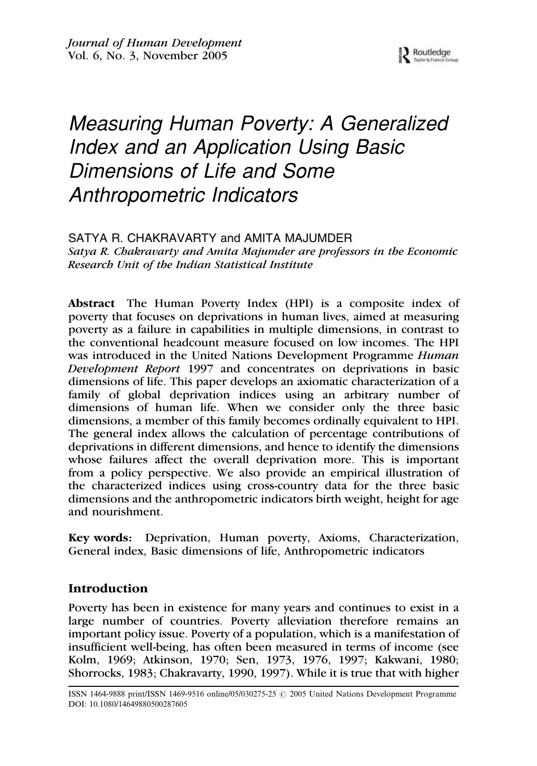# Measuring Human Poverty: A Generalized Index and an Application Using Basic Dimensions of Life and Some Anthropometric Indicators

SATYA R. CHAKRAVARTY and AMITA MAJUMDER

*Satya R. Chakravarty and Amita Majumder are professors in the Economic Research Unit of the Indian Statistical Institute*

**Abstract** The Human Poverty Index (HPI) is a composite index of poverty that focuses on deprivations in human lives, aimed at measuring poverty as a failure in capabilities in multiple dimensions, in contrast to the conventional headcount measure focused on low incomes. The HPI was introduced in the United Nations Development Programme *Human Development Report* 1997 and concentrates on deprivations in basic dimensions of life. This paper develops an axiomatic characterization of a family of global deprivation indices using an arbitrary number of dimensions of human life. When we consider only the three basic dimensions, a member of this family becomes ordinally equivalent to HPI. The general index allows the calculation of percentage contributions of deprivations in different dimensions, and hence to identify the dimensions whose failures affect the overall deprivation more. This is important from a policy perspective. We also provide an empirical illustration of the characterized indices using cross-country data for the three basic dimensions and the anthropometric indicators birth weight, height for age and nourishment.

**Key words:** Deprivation, Human poverty, Axioms, Characterization, General index, Basic dimensions of life, Anthropometric indicators

## Introduction

Poverty has been in existence for many years and continues to exist in a large number of countries. Poverty alleviation therefore remains an important policy issue. Poverty of a population, which is a manifestation of insufficient well-being, has often been measured in terms of income (see Kolm, 1969; Atkinson, 1970; Sen, 1973, 1976, 1997; Kakwani, 1980; Shorrocks, 1983; Chakravarty, 1990, 1997). While it is true that with higher

ISSN 1464-9888 print/ISSN 1469-9516 online/05/030275-25 © 2005 United Nations Development Programme
DOI: 10.1080/14649880500287605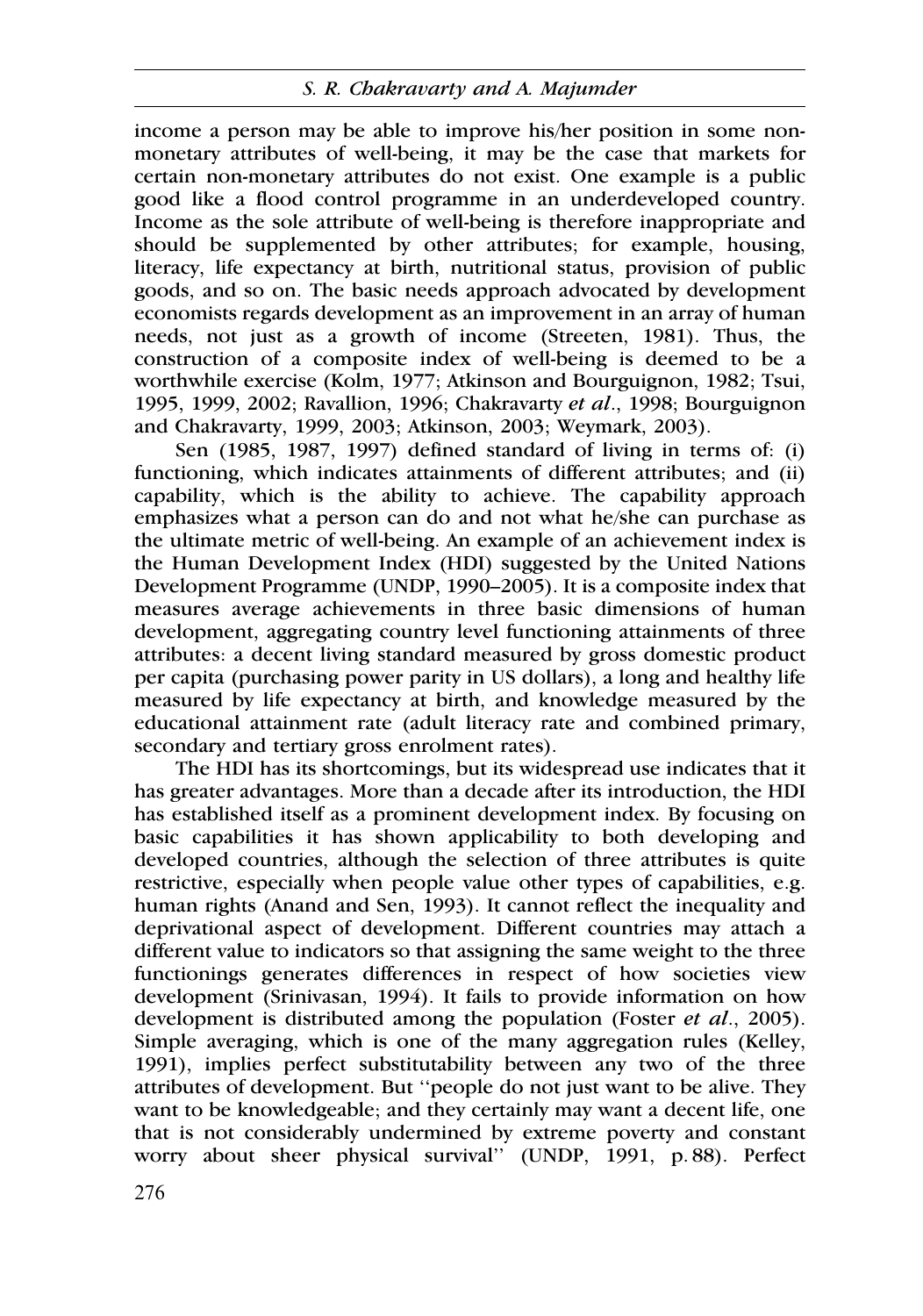income a person may be able to improve his/her position in some non-monetary attributes of well-being, it may be the case that markets for certain non-monetary attributes do not exist. One example is a public good like a flood control programme in an underdeveloped country. Income as the sole attribute of well-being is therefore inappropriate and should be supplemented by other attributes; for example, housing, literacy, life expectancy at birth, nutritional status, provision of public goods, and so on. The basic needs approach advocated by development economists regards development as an improvement in an array of human needs, not just as a growth of income (Streeten, 1981). Thus, the construction of a composite index of well-being is deemed to be a worthwhile exercise (Kolm, 1977; Atkinson and Bourguignon, 1982; Tsui, 1995, 1999, 2002; Ravallion, 1996; Chakravarty *et al*., 1998; Bourguignon and Chakravarty, 1999, 2003; Atkinson, 2003; Weymark, 2003).

Sen (1985, 1987, 1997) defined standard of living in terms of: (i) functioning, which indicates attainments of different attributes; and (ii) capability, which is the ability to achieve. The capability approach emphasizes what a person can do and not what he/she can purchase as the ultimate metric of well-being. An example of an achievement index is the Human Development Index (HDI) suggested by the United Nations Development Programme (UNDP, 1990–2005). It is a composite index that measures average achievements in three basic dimensions of human development, aggregating country level functioning attainments of three attributes: a decent living standard measured by gross domestic product per capita (purchasing power parity in US dollars), a long and healthy life measured by life expectancy at birth, and knowledge measured by the educational attainment rate (adult literacy rate and combined primary, secondary and tertiary gross enrolment rates).

The HDI has its shortcomings, but its widespread use indicates that it has greater advantages. More than a decade after its introduction, the HDI has established itself as a prominent development index. By focusing on basic capabilities it has shown applicability to both developing and developed countries, although the selection of three attributes is quite restrictive, especially when people value other types of capabilities, e.g. human rights (Anand and Sen, 1993). It cannot reflect the inequality and deprivational aspect of development. Different countries may attach a different value to indicators so that assigning the same weight to the three functionings generates differences in respect of how societies view development (Srinivasan, 1994). It fails to provide information on how development is distributed among the population (Foster *et al*., 2005). Simple averaging, which is one of the many aggregation rules (Kelley, 1991), implies perfect substitutability between any two of the three attributes of development. But ''people do not just want to be alive. They want to be knowledgeable; and they certainly may want a decent life, one that is not considerably undermined by extreme poverty and constant worry about sheer physical survival'' (UNDP, 1991, p. 88). Perfect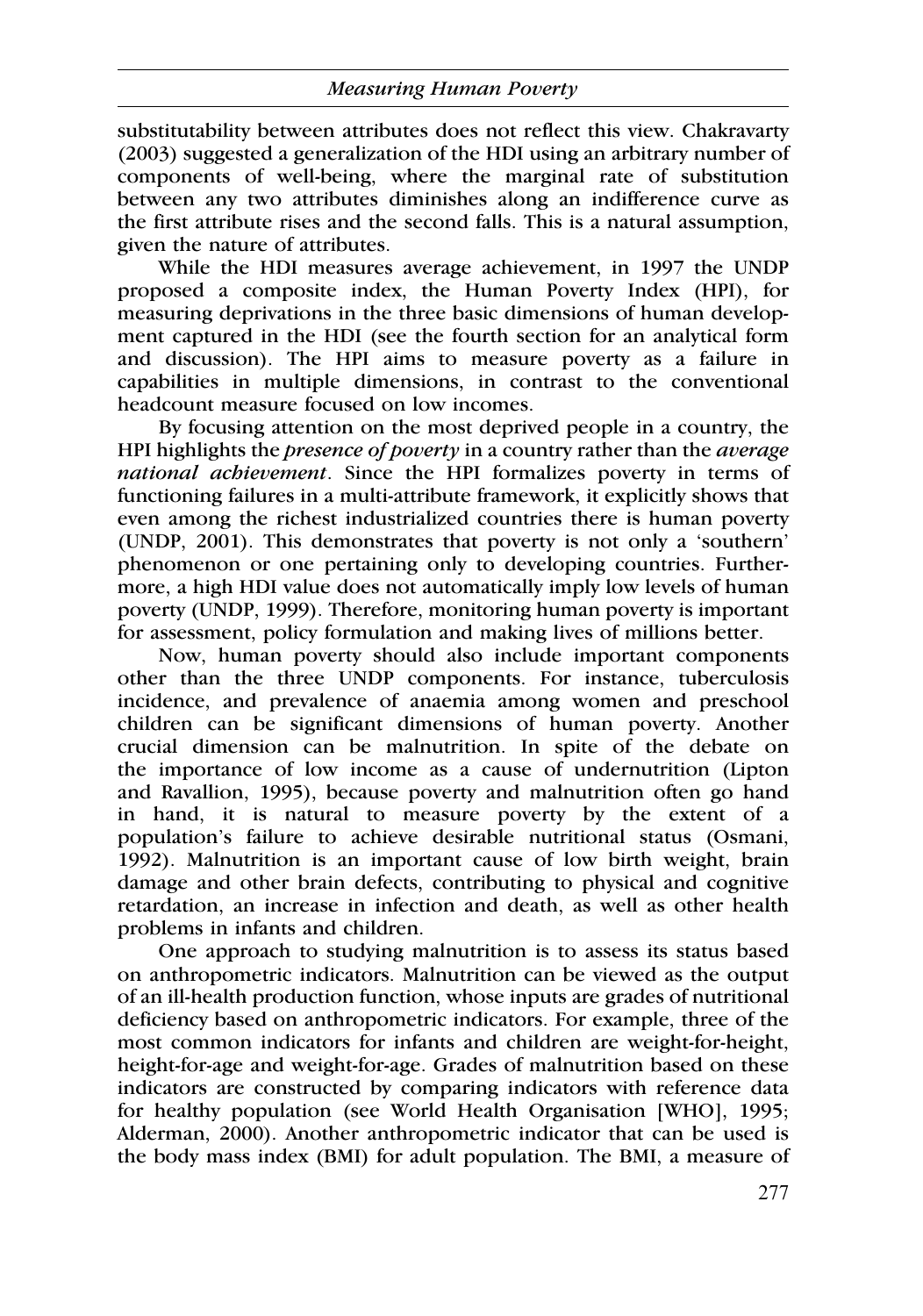substitutability between attributes does not reflect this view. Chakravarty (2003) suggested a generalization of the HDI using an arbitrary number of components of well-being, where the marginal rate of substitution between any two attributes diminishes along an indifference curve as the first attribute rises and the second falls. This is a natural assumption, given the nature of attributes.

While the HDI measures average achievement, in 1997 the UNDP proposed a composite index, the Human Poverty Index (HPI), for measuring deprivations in the three basic dimensions of human development captured in the HDI (see the fourth section for an analytical form and discussion). The HPI aims to measure poverty as a failure in capabilities in multiple dimensions, in contrast to the conventional headcount measure focused on low incomes.

By focusing attention on the most deprived people in a country, the HPI highlights the *presence of poverty* in a country rather than the *average national achievement*. Since the HPI formalizes poverty in terms of functioning failures in a multi-attribute framework, it explicitly shows that even among the richest industrialized countries there is human poverty (UNDP, 2001). This demonstrates that poverty is not only a 'southern' phenomenon or one pertaining only to developing countries. Furthermore, a high HDI value does not automatically imply low levels of human poverty (UNDP, 1999). Therefore, monitoring human poverty is important for assessment, policy formulation and making lives of millions better.

Now, human poverty should also include important components other than the three UNDP components. For instance, tuberculosis incidence, and prevalence of anaemia among women and preschool children can be significant dimensions of human poverty. Another crucial dimension can be malnutrition. In spite of the debate on the importance of low income as a cause of undernutrition (Lipton and Ravallion, 1995), because poverty and malnutrition often go hand in hand, it is natural to measure poverty by the extent of a population's failure to achieve desirable nutritional status (Osmani, 1992). Malnutrition is an important cause of low birth weight, brain damage and other brain defects, contributing to physical and cognitive retardation, an increase in infection and death, as well as other health problems in infants and children.

One approach to studying malnutrition is to assess its status based on anthropometric indicators. Malnutrition can be viewed as the output of an ill-health production function, whose inputs are grades of nutritional deficiency based on anthropometric indicators. For example, three of the most common indicators for infants and children are weight-for-height, height-for-age and weight-for-age. Grades of malnutrition based on these indicators are constructed by comparing indicators with reference data for healthy population (see World Health Organisation [WHO], 1995; Alderman, 2000). Another anthropometric indicator that can be used is the body mass index (BMI) for adult population. The BMI, a measure of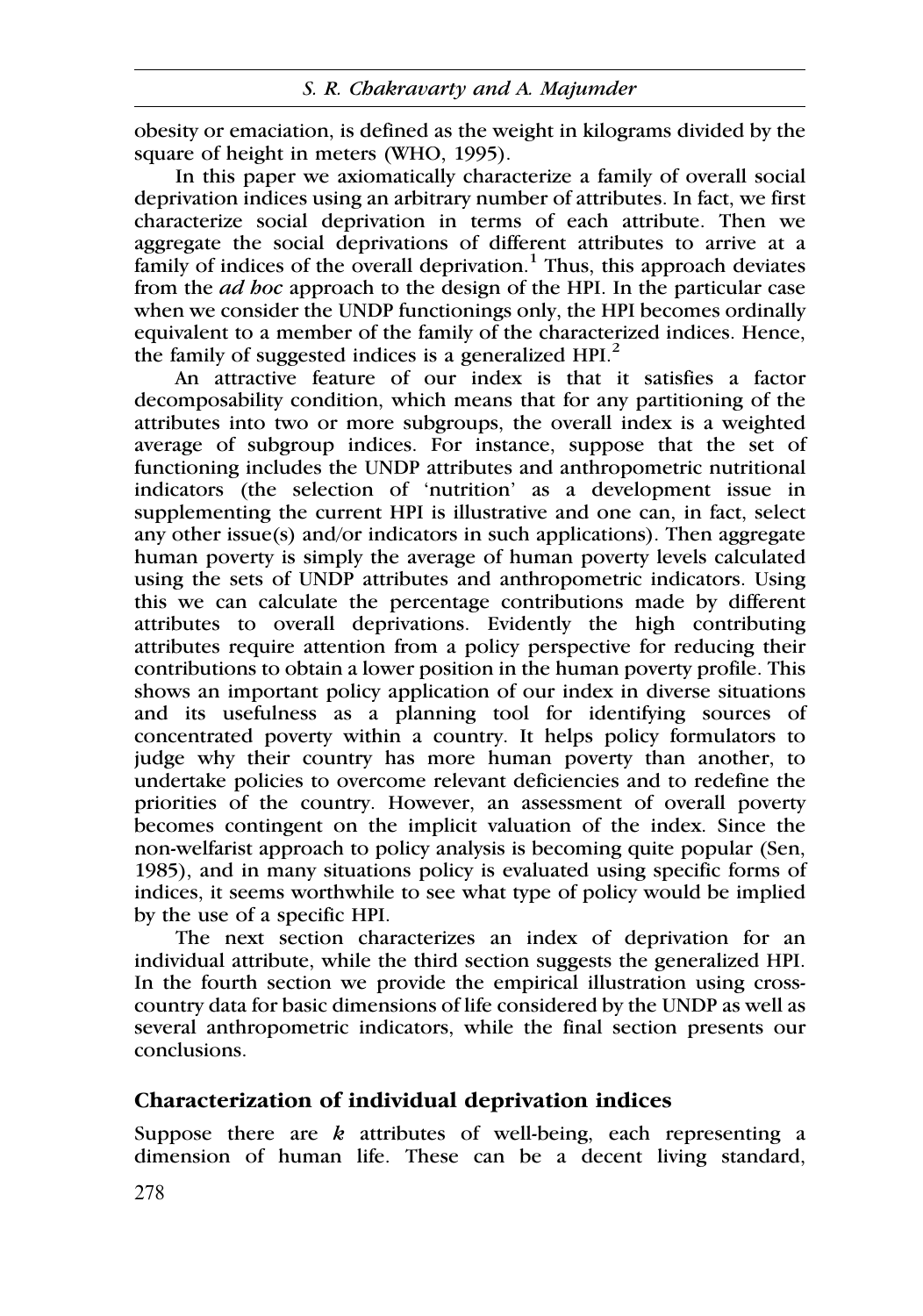obesity or emaciation, is defined as the weight in kilograms divided by the square of height in meters (WHO, 1995).

In this paper we axiomatically characterize a family of overall social deprivation indices using an arbitrary number of attributes. In fact, we first characterize social deprivation in terms of each attribute. Then we aggregate the social deprivations of different attributes to arrive at a family of indices of the overall deprivation.[1] Thus, this approach deviates from the *ad hoc* approach to the design of the HPI. In the particular case when we consider the UNDP functionings only, the HPI becomes ordinally equivalent to a member of the family of the characterized indices. Hence, the family of suggested indices is a generalized HPI.[2]

An attractive feature of our index is that it satisfies a factor decomposability condition, which means that for any partitioning of the attributes into two or more subgroups, the overall index is a weighted average of subgroup indices. For instance, suppose that the set of functioning includes the UNDP attributes and anthropometric nutritional indicators (the selection of 'nutrition' as a development issue in supplementing the current HPI is illustrative and one can, in fact, select any other issue(s) and/or indicators in such applications). Then aggregate human poverty is simply the average of human poverty levels calculated using the sets of UNDP attributes and anthropometric indicators. Using this we can calculate the percentage contributions made by different attributes to overall deprivations. Evidently the high contributing attributes require attention from a policy perspective for reducing their contributions to obtain a lower position in the human poverty profile. This shows an important policy application of our index in diverse situations and its usefulness as a planning tool for identifying sources of concentrated poverty within a country. It helps policy formulators to judge why their country has more human poverty than another, to undertake policies to overcome relevant deficiencies and to redefine the priorities of the country. However, an assessment of overall poverty becomes contingent on the implicit valuation of the index. Since the non-welfarist approach to policy analysis is becoming quite popular (Sen, 1985), and in many situations policy is evaluated using specific forms of indices, it seems worthwhile to see what type of policy would be implied by the use of a specific HPI.

The next section characterizes an index of deprivation for an individual attribute, while the third section suggests the generalized HPI. In the fourth section we provide the empirical illustration using cross-country data for basic dimensions of life considered by the UNDP as well as several anthropometric indicators, while the final section presents our conclusions.

## Characterization of individual deprivation indices

Suppose there are $k$ attributes of well-being, each representing a dimension of human life. These can be a decent living standard,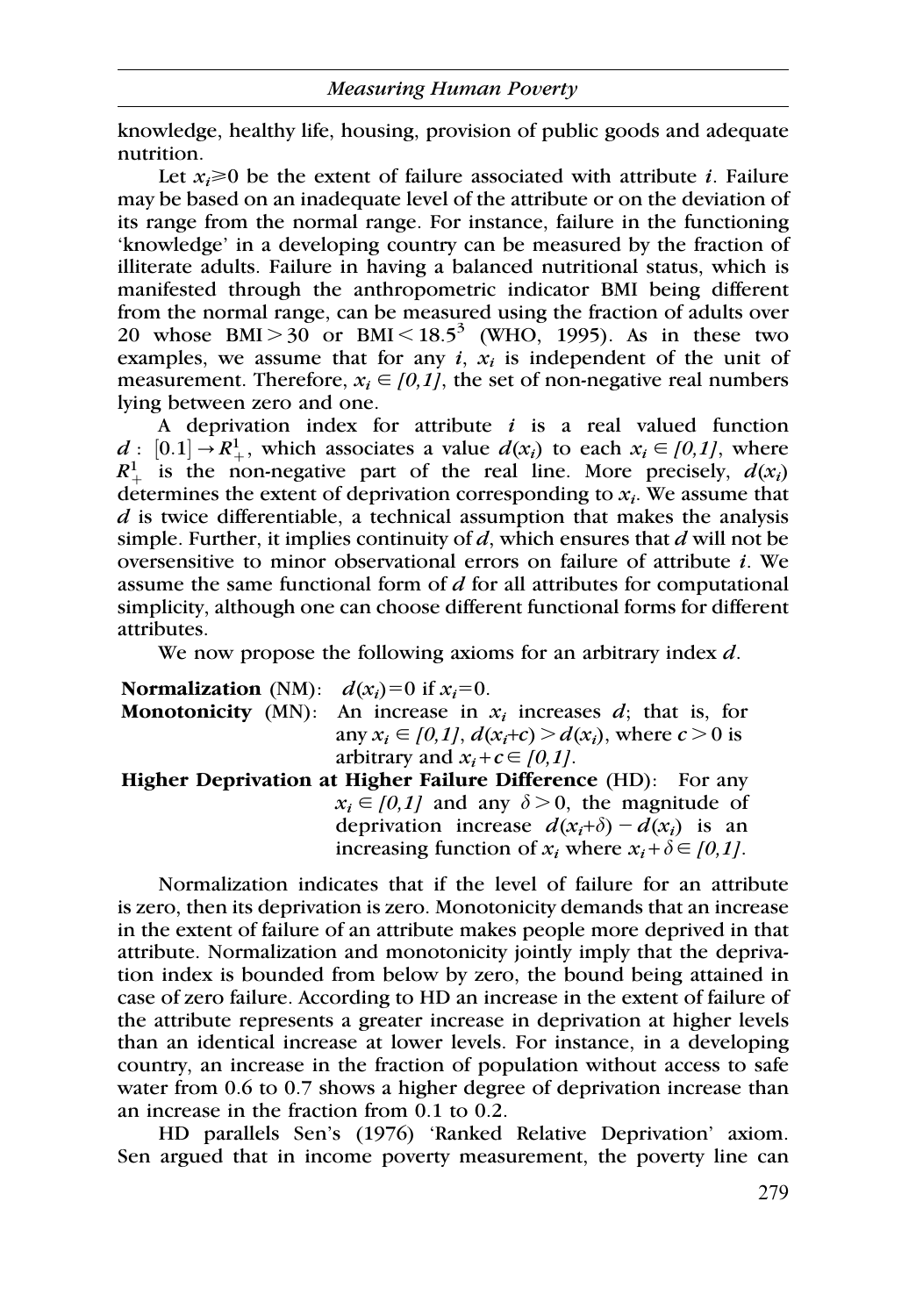knowledge, healthy life, housing, provision of public goods and adequate nutrition.

Let $x_i \geqslant 0$ be the extent of failure associated with attribute $i$. Failure may be based on an inadequate level of the attribute or on the deviation of its range from the normal range. For instance, failure in the functioning 'knowledge' in a developing country can be measured by the fraction of illiterate adults. Failure in having a balanced nutritional status, which is manifested through the anthropometric indicator BMI being different from the normal range, can be measured using the fraction of adults over 20 whose BMI $> 30$ or BMI $< 18.5$[3] (WHO, 1995). As in these two examples, we assume that for any $i$, $x_i$ is independent of the unit of measurement. Therefore, $x_i \in [0,1]$, the set of non-negative real numbers lying between zero and one.

A deprivation index for attribute $i$ is a real valued function $d : [0.1] \rightarrow R^1_+$, which associates a value $d(x_i)$ to each $x_i \in [0,1]$, where $R^1_+$ is the non-negative part of the real line. More precisely, $d(x_i)$ determines the extent of deprivation corresponding to $x_i$. We assume that $d$ is twice differentiable, a technical assumption that makes the analysis simple. Further, it implies continuity of $d$, which ensures that $d$ will not be oversensitive to minor observational errors on failure of attribute $i$. We assume the same functional form of $d$ for all attributes for computational simplicity, although one can choose different functional forms for different attributes.

We now propose the following axioms for an arbitrary index $d$.

**Normalization** (NM): $d(x_i) = 0$ if $x_i = 0$.

**Monotonicity** (MN): An increase in $x_i$ increases $d$; that is, for any $x_i \in [0,1]$, $d(x_i + c) > d(x_i)$, where $c > 0$ is arbitrary and $x_i + c \in [0,1]$.

**Higher Deprivation at Higher Failure Difference** (HD): For any $x_i \in [0,1]$ and any $\delta > 0$, the magnitude of deprivation increase $d(x_i + \delta) - d(x_i)$ is an increasing function of $x_i$ where $x_i + \delta \in [0,1]$.

Normalization indicates that if the level of failure for an attribute is zero, then its deprivation is zero. Monotonicity demands that an increase in the extent of failure of an attribute makes people more deprived in that attribute. Normalization and monotonicity jointly imply that the deprivation index is bounded from below by zero, the bound being attained in case of zero failure. According to HD an increase in the extent of failure of the attribute represents a greater increase in deprivation at higher levels than an identical increase at lower levels. For instance, in a developing country, an increase in the fraction of population without access to safe water from 0.6 to 0.7 shows a higher degree of deprivation increase than an increase in the fraction from 0.1 to 0.2.

HD parallels Sen's (1976) 'Ranked Relative Deprivation' axiom. Sen argued that in income poverty measurement, the poverty line can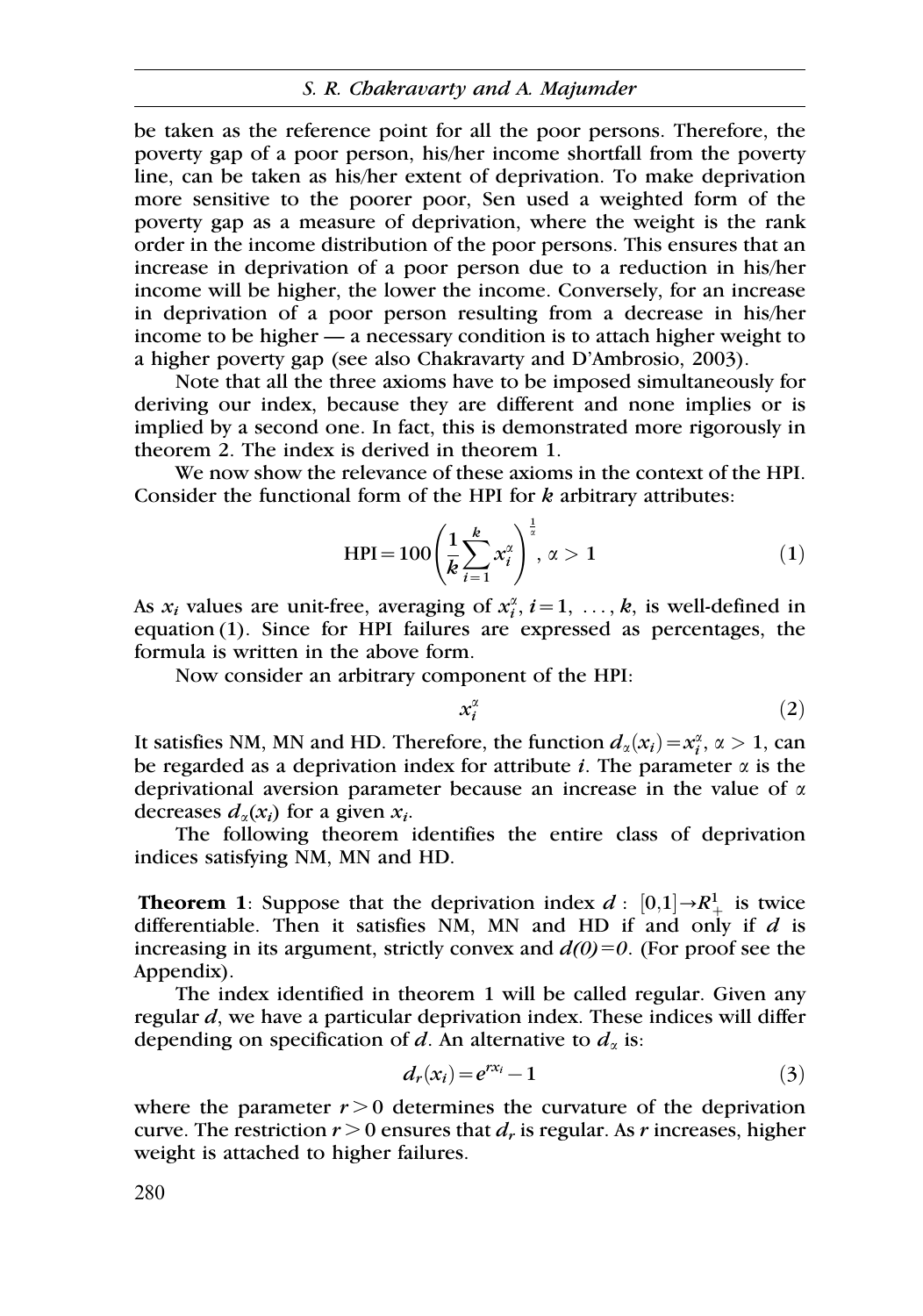be taken as the reference point for all the poor persons. Therefore, the poverty gap of a poor person, his/her income shortfall from the poverty line, can be taken as his/her extent of deprivation. To make deprivation more sensitive to the poorer poor, Sen used a weighted form of the poverty gap as a measure of deprivation, where the weight is the rank order in the income distribution of the poor persons. This ensures that an increase in deprivation of a poor person due to a reduction in his/her income will be higher, the lower the income. Conversely, for an increase in deprivation of a poor person resulting from a decrease in his/her income to be higher — a necessary condition is to attach higher weight to a higher poverty gap (see also Chakravarty and D'Ambrosio, 2003).

Note that all the three axioms have to be imposed simultaneously for deriving our index, because they are different and none implies or is implied by a second one. In fact, this is demonstrated more rigorously in theorem 2. The index is derived in theorem 1.

We now show the relevance of these axioms in the context of the HPI. Consider the functional form of the HPI for $k$ arbitrary attributes:

$$\text{HPI} = 100\left(\frac{1}{k}\sum_{i=1}^{k} x_i^{\alpha}\right)^{\frac{1}{\alpha}}, \; \alpha > 1 \tag{1}$$

As $x_i$ values are unit-free, averaging of $x_i^{\alpha}$, $i = 1, \ldots, k$, is well-defined in equation (1). Since for HPI failures are expressed as percentages, the formula is written in the above form.

Now consider an arbitrary component of the HPI:

$$x_i^{\alpha} \tag{2}$$

It satisfies NM, MN and HD. Therefore, the function $d_{\alpha}(x_i) = x_i^{\alpha}$, $\alpha > 1$, can be regarded as a deprivation index for attribute $i$. The parameter $\alpha$ is the deprivational aversion parameter because an increase in the value of $\alpha$ decreases $d_{\alpha}(x_i)$ for a given $x_i$.

The following theorem identifies the entire class of deprivation indices satisfying NM, MN and HD.

**Theorem 1**: Suppose that the deprivation index $d : [0,1] \to R_{+}^{1}$ is twice differentiable. Then it satisfies NM, MN and HD if and only if $d$ is increasing in its argument, strictly convex and $d(0)=0$. (For proof see the Appendix).

The index identified in theorem 1 will be called regular. Given any regular $d$, we have a particular deprivation index. These indices will differ depending on specification of $d$. An alternative to $d_{\alpha}$ is:

$$d_r(x_i) = e^{rx_i} - 1 \tag{3}$$

where the parameter $r > 0$ determines the curvature of the deprivation curve. The restriction $r > 0$ ensures that $d_r$ is regular. As $r$ increases, higher weight is attached to higher failures.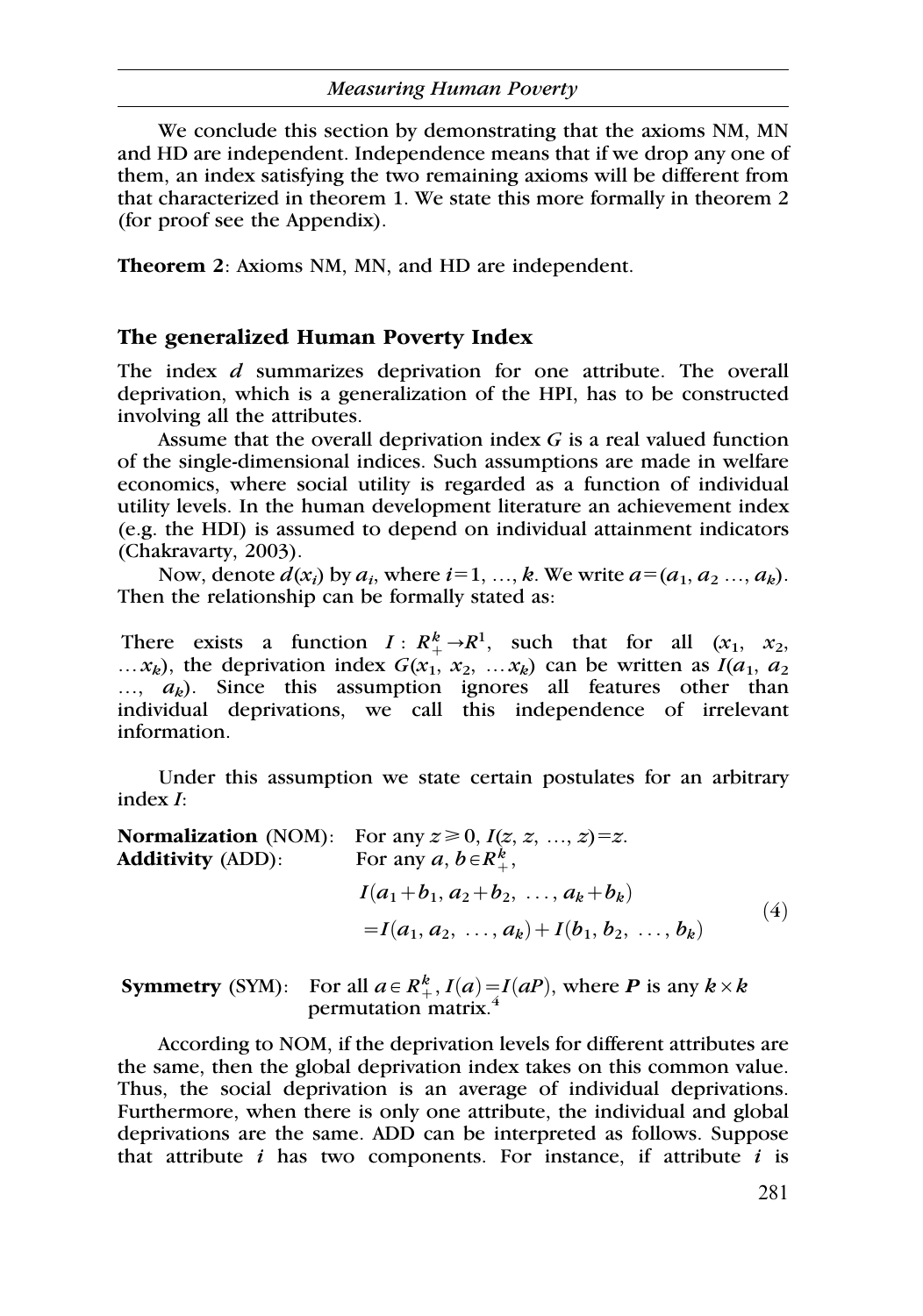We conclude this section by demonstrating that the axioms NM, MN and HD are independent. Independence means that if we drop any one of them, an index satisfying the two remaining axioms will be different from that characterized in theorem 1. We state this more formally in theorem 2 (for proof see the Appendix).

**Theorem 2**: Axioms NM, MN, and HD are independent.

## The generalized Human Poverty Index

The index $d$ summarizes deprivation for one attribute. The overall deprivation, which is a generalization of the HPI, has to be constructed involving all the attributes.

Assume that the overall deprivation index $G$ is a real valued function of the single-dimensional indices. Such assumptions are made in welfare economics, where social utility is regarded as a function of individual utility levels. In the human development literature an achievement index (e.g. the HDI) is assumed to depend on individual attainment indicators (Chakravarty, 2003).

Now, denote $d(x_i)$ by $a_i$, where $i=1, \ldots, k$. We write $a=(a_1, a_2 \ldots, a_k)$. Then the relationship can be formally stated as:

There exists a function $I: R_+^k \rightarrow R^1$, such that for all $(x_1, x_2, \ldots x_k)$, the deprivation index $G(x_1, x_2, \ldots x_k)$ can be written as $I(a_1, a_2 \ldots, a_k)$. Since this assumption ignores all features other than individual deprivations, we call this independence of irrelevant information.

Under this assumption we state certain postulates for an arbitrary index $I$:

**Normalization** (NOM): For any $z \geq 0$, $I(z, z, \ldots, z)=z$.

**Additivity** (ADD): For any $a, b \in R_+^k$,

$$
\begin{aligned}
&I(a_1+b_1, a_2+b_2, \ldots, a_k+b_k) \\
&=I(a_1, a_2, \ldots, a_k)+I(b_1, b_2, \ldots, b_k)
\end{aligned} \tag{4}
$$

**Symmetry** (SYM): For all $a \in R_+^k$, $I(a)=I(aP)$, where $P$ is any $k \times k$ permutation matrix.[4]

According to NOM, if the deprivation levels for different attributes are the same, then the global deprivation index takes on this common value. Thus, the social deprivation is an average of individual deprivations. Furthermore, when there is only one attribute, the individual and global deprivations are the same. ADD can be interpreted as follows. Suppose that attribute $i$ has two components. For instance, if attribute $i$ is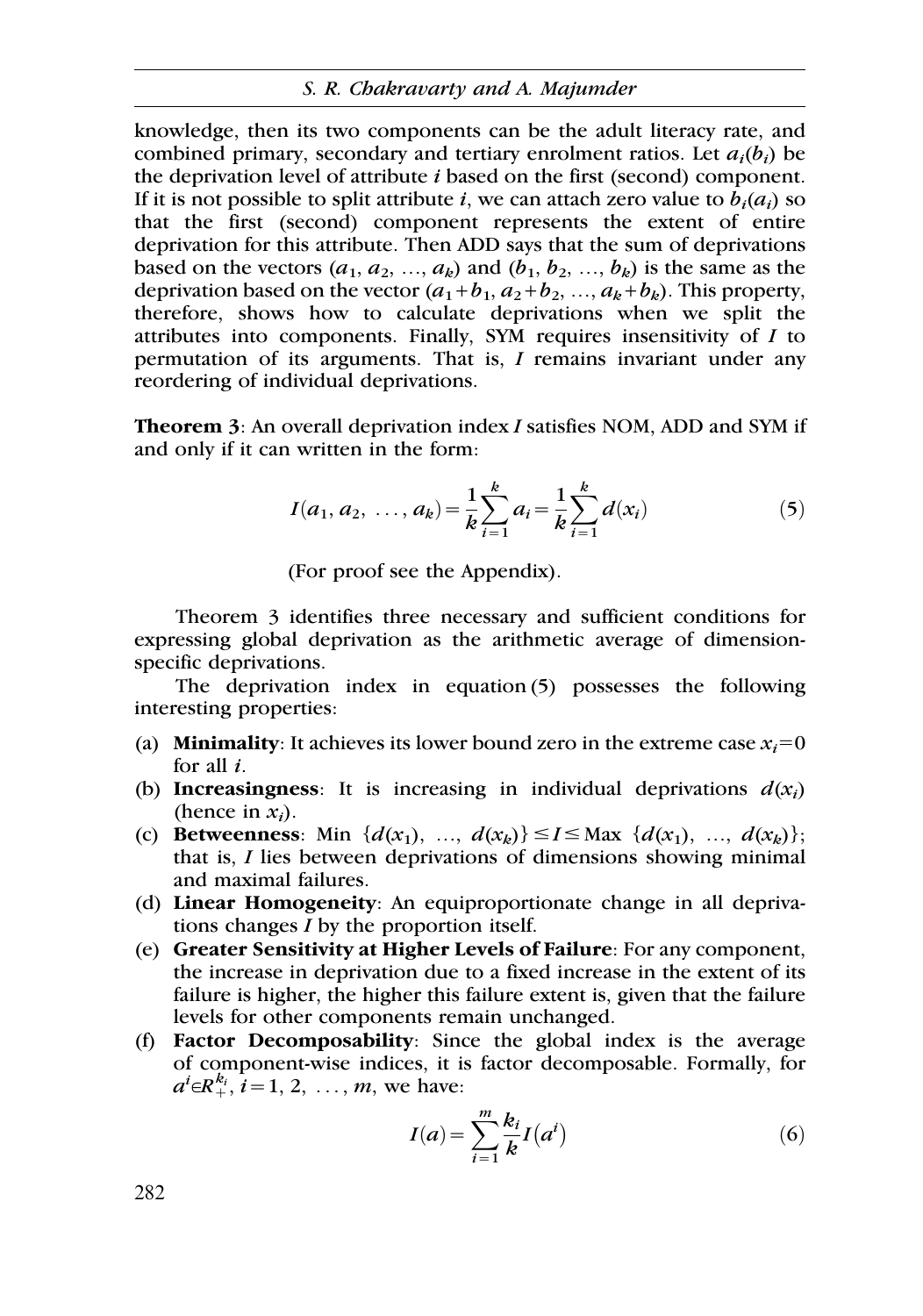knowledge, then its two components can be the adult literacy rate, and combined primary, secondary and tertiary enrolment ratios. Let $a_i(b_i)$ be the deprivation level of attribute $i$ based on the first (second) component. If it is not possible to split attribute $i$, we can attach zero value to $b_i(a_i)$ so that the first (second) component represents the extent of entire deprivation for this attribute. Then ADD says that the sum of deprivations based on the vectors $(a_1, a_2, \ldots, a_k)$ and $(b_1, b_2, \ldots, b_k)$ is the same as the deprivation based on the vector $(a_1+b_1, a_2+b_2, \ldots, a_k+b_k)$. This property, therefore, shows how to calculate deprivations when we split the attributes into components. Finally, SYM requires insensitivity of $I$ to permutation of its arguments. That is, $I$ remains invariant under any reordering of individual deprivations.

**Theorem 3**: An overall deprivation index $I$ satisfies NOM, ADD and SYM if and only if it can written in the form:

$$I(a_1, a_2, \ldots, a_k) = \frac{1}{k}\sum_{i=1}^{k} a_i = \frac{1}{k}\sum_{i=1}^{k} d(x_i) \tag{5}$$

(For proof see the Appendix).

Theorem 3 identifies three necessary and sufficient conditions for expressing global deprivation as the arithmetic average of dimension-specific deprivations.

The deprivation index in equation (5) possesses the following interesting properties:

(a) **Minimality**: It achieves its lower bound zero in the extreme case $x_i=0$ for all $i$.
(b) **Increasingness**: It is increasing in individual deprivations $d(x_i)$ (hence in $x_i$).
(c) **Betweenness**: Min $\{d(x_1), \ldots, d(x_k)\} \leq I \leq$ Max $\{d(x_1), \ldots, d(x_k)\}$; that is, $I$ lies between deprivations of dimensions showing minimal and maximal failures.
(d) **Linear Homogeneity**: An equiproportionate change in all deprivations changes $I$ by the proportion itself.
(e) **Greater Sensitivity at Higher Levels of Failure**: For any component, the increase in deprivation due to a fixed increase in the extent of its failure is higher, the higher this failure extent is, given that the failure levels for other components remain unchanged.
(f) **Factor Decomposability**: Since the global index is the average of component-wise indices, it is factor decomposable. Formally, for $a^i \in R_+^{k_i}$, $i=1, 2, \ldots, m$, we have:

$$I(a) = \sum_{i=1}^{m} \frac{k_i}{k} I\left(a^i\right) \tag{6}$$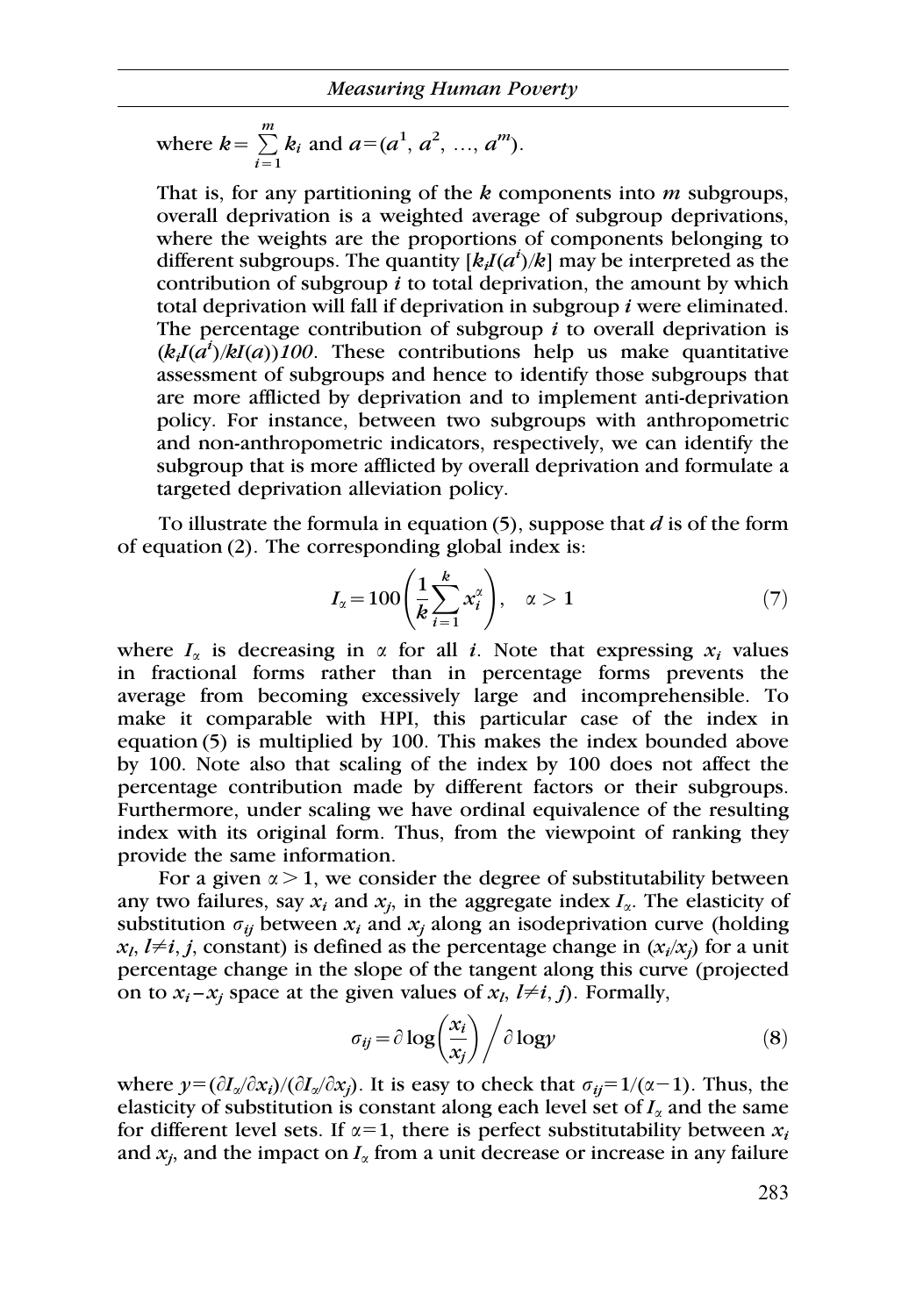where $k = \sum_{i=1}^{m} k_i$ and $a = (a^1, a^2, \ldots, a^m)$.

That is, for any partitioning of the $k$ components into $m$ subgroups, overall deprivation is a weighted average of subgroup deprivations, where the weights are the proportions of components belonging to different subgroups. The quantity $[k_i I(a^i)/k]$ may be interpreted as the contribution of subgroup $i$ to total deprivation, the amount by which total deprivation will fall if deprivation in subgroup $i$ were eliminated. The percentage contribution of subgroup $i$ to overall deprivation is $(k_i I(a^i)/kI(a))100$. These contributions help us make quantitative assessment of subgroups and hence to identify those subgroups that are more afflicted by deprivation and to implement anti-deprivation policy. For instance, between two subgroups with anthropometric and non-anthropometric indicators, respectively, we can identify the subgroup that is more afflicted by overall deprivation and formulate a targeted deprivation alleviation policy.

To illustrate the formula in equation (5), suppose that $d$ is of the form of equation (2). The corresponding global index is:

$$I_\alpha = 100\left(\frac{1}{k}\sum_{i=1}^{k} x_i^\alpha\right), \quad \alpha > 1 \tag{7}$$

where $I_\alpha$ is decreasing in $\alpha$ for all $i$. Note that expressing $x_i$ values in fractional forms rather than in percentage forms prevents the average from becoming excessively large and incomprehensible. To make it comparable with HPI, this particular case of the index in equation (5) is multiplied by 100. This makes the index bounded above by 100. Note also that scaling of the index by 100 does not affect the percentage contribution made by different factors or their subgroups. Furthermore, under scaling we have ordinal equivalence of the resulting index with its original form. Thus, from the viewpoint of ranking they provide the same information.

For a given $\alpha > 1$, we consider the degree of substitutability between any two failures, say $x_i$ and $x_j$, in the aggregate index $I_\alpha$. The elasticity of substitution $\sigma_{ij}$ between $x_i$ and $x_j$ along an isodeprivation curve (holding $x_l$, $l \neq i, j$, constant) is defined as the percentage change in $(x_i/x_j)$ for a unit percentage change in the slope of the tangent along this curve (projected on to $x_i - x_j$ space at the given values of $x_l$, $l \neq i, j$). Formally,

$$\sigma_{ij} = \partial \log\left(\frac{x_i}{x_j}\right) \Big/ \partial \log y \tag{8}$$

where $y = (\partial I_\alpha/\partial x_i)/(\partial I_\alpha/\partial x_j)$. It is easy to check that $\sigma_{ij} = 1/(\alpha - 1)$. Thus, the elasticity of substitution is constant along each level set of $I_\alpha$ and the same for different level sets. If $\alpha = 1$, there is perfect substitutability between $x_i$ and $x_j$, and the impact on $I_\alpha$ from a unit decrease or increase in any failure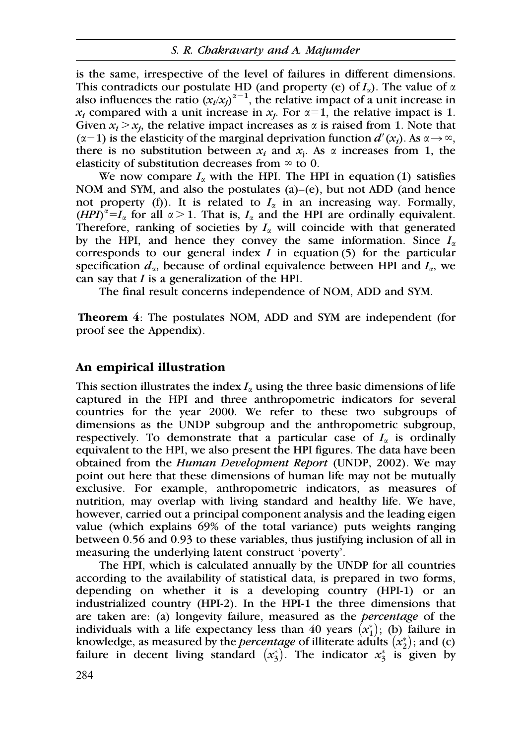is the same, irrespective of the level of failures in different dimensions. This contradicts our postulate HD (and property (e) of $I_\alpha$). The value of $\alpha$ also influences the ratio $(x_i/x_j)^{\alpha-1}$, the relative impact of a unit increase in $x_i$ compared with a unit increase in $x_j$. For $\alpha=1$, the relative impact is 1. Given $x_i > x_j$, the relative impact increases as $\alpha$ is raised from 1. Note that $(\alpha-1)$ is the elasticity of the marginal deprivation function $d'(x_i)$. As $\alpha \rightarrow \infty$, there is no substitution between $x_i$ and $x_j$. As $\alpha$ increases from 1, the elasticity of substitution decreases from $\infty$ to 0.

We now compare $I_\alpha$ with the HPI. The HPI in equation (1) satisfies NOM and SYM, and also the postulates (a)–(e), but not ADD (and hence not property (f)). It is related to $I_\alpha$ in an increasing way. Formally, $(HPI)^\alpha = I_\alpha$ for all $\alpha > 1$. That is, $I_\alpha$ and the HPI are ordinally equivalent. Therefore, ranking of societies by $I_\alpha$ will coincide with that generated by the HPI, and hence they convey the same information. Since $I_\alpha$ corresponds to our general index $I$ in equation (5) for the particular specification $d_\alpha$, because of ordinal equivalence between HPI and $I_\alpha$, we can say that $I$ is a generalization of the HPI.

The final result concerns independence of NOM, ADD and SYM.

**Theorem 4**: The postulates NOM, ADD and SYM are independent (for proof see the Appendix).

## An empirical illustration

This section illustrates the index $I_\alpha$ using the three basic dimensions of life captured in the HPI and three anthropometric indicators for several countries for the year 2000. We refer to these two subgroups of dimensions as the UNDP subgroup and the anthropometric subgroup, respectively. To demonstrate that a particular case of $I_\alpha$ is ordinally equivalent to the HPI, we also present the HPI figures. The data have been obtained from the *Human Development Report* (UNDP, 2002). We may point out here that these dimensions of human life may not be mutually exclusive. For example, anthropometric indicators, as measures of nutrition, may overlap with living standard and healthy life. We have, however, carried out a principal component analysis and the leading eigen value (which explains 69% of the total variance) puts weights ranging between 0.56 and 0.93 to these variables, thus justifying inclusion of all in measuring the underlying latent construct 'poverty'.

The HPI, which is calculated annually by the UNDP for all countries according to the availability of statistical data, is prepared in two forms, depending on whether it is a developing country (HPI-1) or an industrialized country (HPI-2). In the HPI-1 the three dimensions that are taken are: (a) longevity failure, measured as the *percentage* of the individuals with a life expectancy less than 40 years $(x_1^*)$; (b) failure in knowledge, as measured by the *percentage* of illiterate adults $(x_2^*)$; and (c) failure in decent living standard $(x_3^*)$. The indicator $x_3^*$ is given by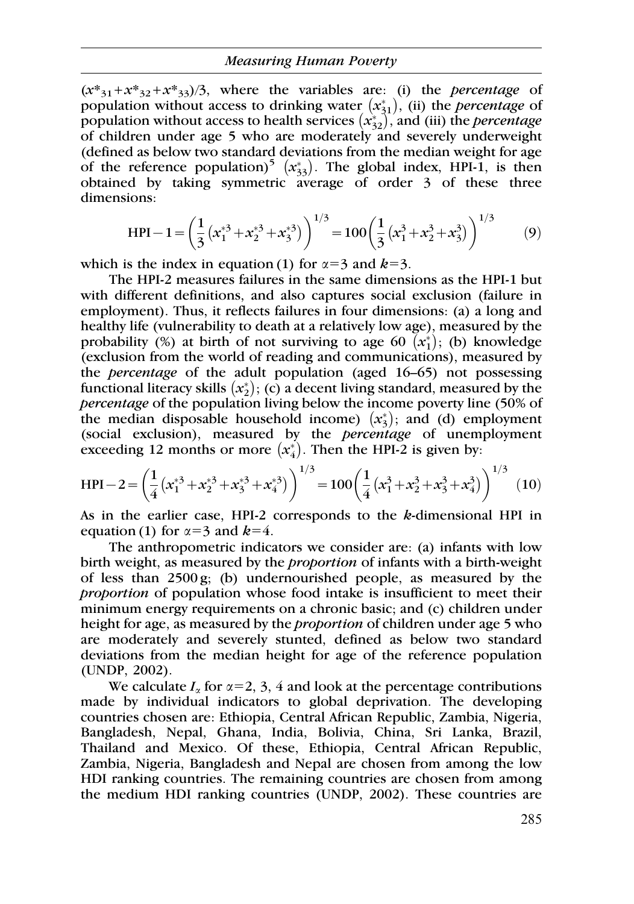$(x^*_{31}+x^*_{32}+x^*_{33})/3$, where the variables are: (i) the *percentage* of population without access to drinking water $(x^*_{31})$, (ii) the *percentage* of population without access to health services $(x^*_{32})$, and (iii) the *percentage* of children under age 5 who are moderately and severely underweight (defined as below two standard deviations from the median weight for age of the reference population)[5] $(x^*_{33})$. The global index, HPI-1, is then obtained by taking symmetric average of order 3 of these three dimensions:

$$\text{HPI}-1=\left(\frac{1}{3}\left(x_1^{*3}+x_2^{*3}+x_3^{*3}\right)\right)^{1/3}=100\left(\frac{1}{3}\left(x_1^3+x_2^3+x_3^3\right)\right)^{1/3} \tag{9}$$

which is the index in equation (1) for $\alpha=3$ and $k=3$.

The HPI-2 measures failures in the same dimensions as the HPI-1 but with different definitions, and also captures social exclusion (failure in employment). Thus, it reflects failures in four dimensions: (a) a long and healthy life (vulnerability to death at a relatively low age), measured by the probability (%) at birth of not surviving to age 60 $(x_1^*)$; (b) knowledge (exclusion from the world of reading and communications), measured by the *percentage* of the adult population (aged 16–65) not possessing functional literacy skills $(x_2^*)$; (c) a decent living standard, measured by the *percentage* of the population living below the income poverty line (50% of the median disposable household income) $(x_3^*)$; and (d) employment (social exclusion), measured by the *percentage* of unemployment exceeding 12 months or more $(x_4^*)$. Then the HPI-2 is given by:

$$\text{HPI}-2=\left(\frac{1}{4}\left(x_1^{*3}+x_2^{*3}+x_3^{*3}+x_4^{*3}\right)\right)^{1/3}=100\left(\frac{1}{4}\left(x_1^3+x_2^3+x_3^3+x_4^3\right)\right)^{1/3} \tag{10}$$

As in the earlier case, HPI-2 corresponds to the $k$-dimensional HPI in equation (1) for $\alpha=3$ and $k=4$.

The anthropometric indicators we consider are: (a) infants with low birth weight, as measured by the *proportion* of infants with a birth-weight of less than 2500 g; (b) undernourished people, as measured by the *proportion* of population whose food intake is insufficient to meet their minimum energy requirements on a chronic basic; and (c) children under height for age, as measured by the *proportion* of children under age 5 who are moderately and severely stunted, defined as below two standard deviations from the median height for age of the reference population (UNDP, 2002).

We calculate $I_\alpha$ for $\alpha=2$, 3, 4 and look at the percentage contributions made by individual indicators to global deprivation. The developing countries chosen are: Ethiopia, Central African Republic, Zambia, Nigeria, Bangladesh, Nepal, Ghana, India, Bolivia, China, Sri Lanka, Brazil, Thailand and Mexico. Of these, Ethiopia, Central African Republic, Zambia, Nigeria, Bangladesh and Nepal are chosen from among the low HDI ranking countries. The remaining countries are chosen from among the medium HDI ranking countries (UNDP, 2002). These countries are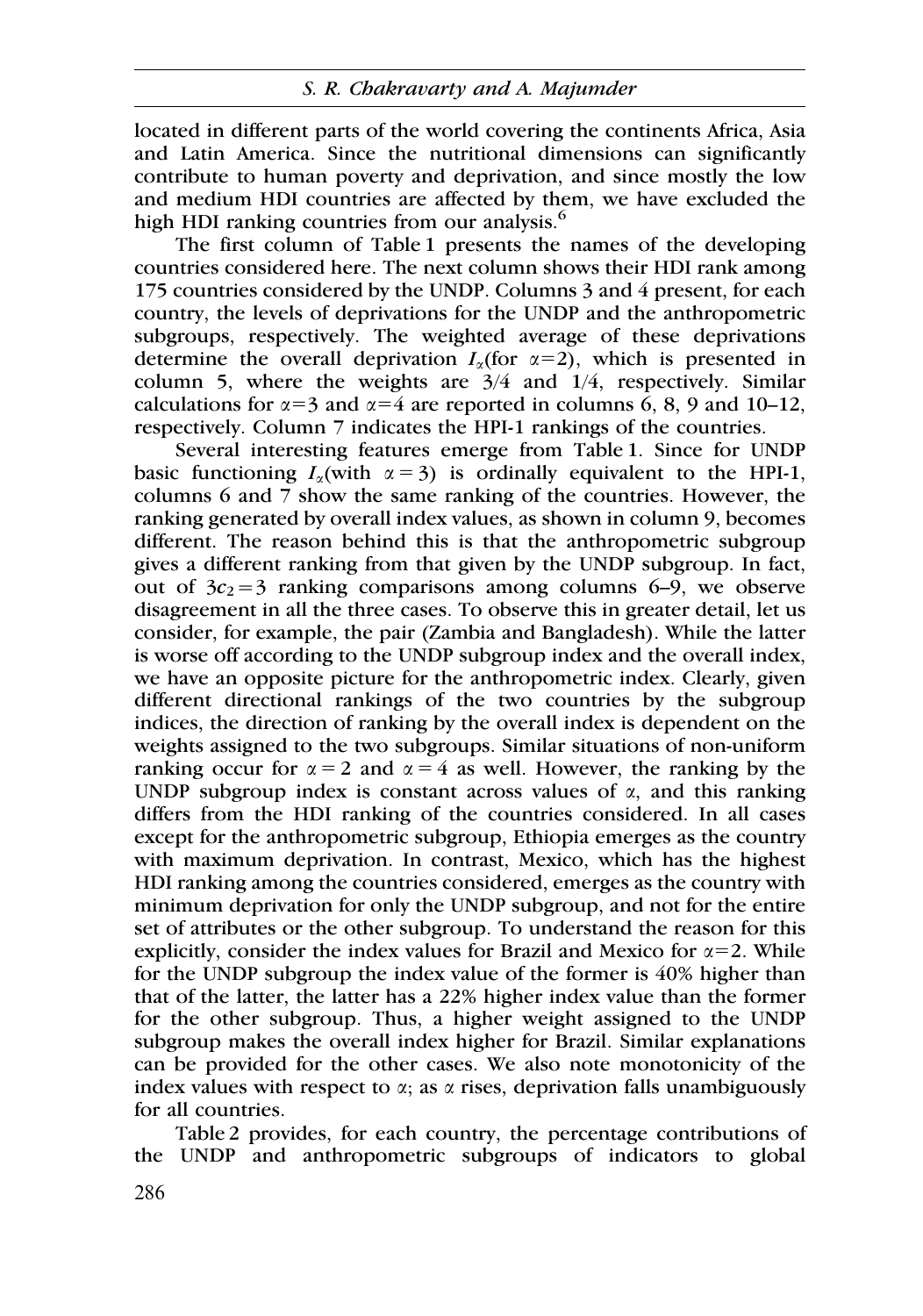located in different parts of the world covering the continents Africa, Asia and Latin America. Since the nutritional dimensions can significantly contribute to human poverty and deprivation, and since mostly the low and medium HDI countries are affected by them, we have excluded the high HDI ranking countries from our analysis.[6]

The first column of Table 1 presents the names of the developing countries considered here. The next column shows their HDI rank among 175 countries considered by the UNDP. Columns 3 and 4 present, for each country, the levels of deprivations for the UNDP and the anthropometric subgroups, respectively. The weighted average of these deprivations determine the overall deprivation $I_\alpha$(for $\alpha$=2), which is presented in column 5, where the weights are 3/4 and 1/4, respectively. Similar calculations for $\alpha$=3 and $\alpha$=4 are reported in columns 6, 8, 9 and 10–12, respectively. Column 7 indicates the HPI-1 rankings of the countries.

Several interesting features emerge from Table 1. Since for UNDP basic functioning $I_\alpha$(with $\alpha = 3$) is ordinally equivalent to the HPI-1, columns 6 and 7 show the same ranking of the countries. However, the ranking generated by overall index values, as shown in column 9, becomes different. The reason behind this is that the anthropometric subgroup gives a different ranking from that given by the UNDP subgroup. In fact, out of $3c_2 = 3$ ranking comparisons among columns 6–9, we observe disagreement in all the three cases. To observe this in greater detail, let us consider, for example, the pair (Zambia and Bangladesh). While the latter is worse off according to the UNDP subgroup index and the overall index, we have an opposite picture for the anthropometric index. Clearly, given different directional rankings of the two countries by the subgroup indices, the direction of ranking by the overall index is dependent on the weights assigned to the two subgroups. Similar situations of non-uniform ranking occur for $\alpha = 2$ and $\alpha = 4$ as well. However, the ranking by the UNDP subgroup index is constant across values of $\alpha$, and this ranking differs from the HDI ranking of the countries considered. In all cases except for the anthropometric subgroup, Ethiopia emerges as the country with maximum deprivation. In contrast, Mexico, which has the highest HDI ranking among the countries considered, emerges as the country with minimum deprivation for only the UNDP subgroup, and not for the entire set of attributes or the other subgroup. To understand the reason for this explicitly, consider the index values for Brazil and Mexico for $\alpha$=2. While for the UNDP subgroup the index value of the former is 40% higher than that of the latter, the latter has a 22% higher index value than the former for the other subgroup. Thus, a higher weight assigned to the UNDP subgroup makes the overall index higher for Brazil. Similar explanations can be provided for the other cases. We also note monotonicity of the index values with respect to $\alpha$; as $\alpha$ rises, deprivation falls unambiguously for all countries.

Table 2 provides, for each country, the percentage contributions of the UNDP and anthropometric subgroups of indicators to global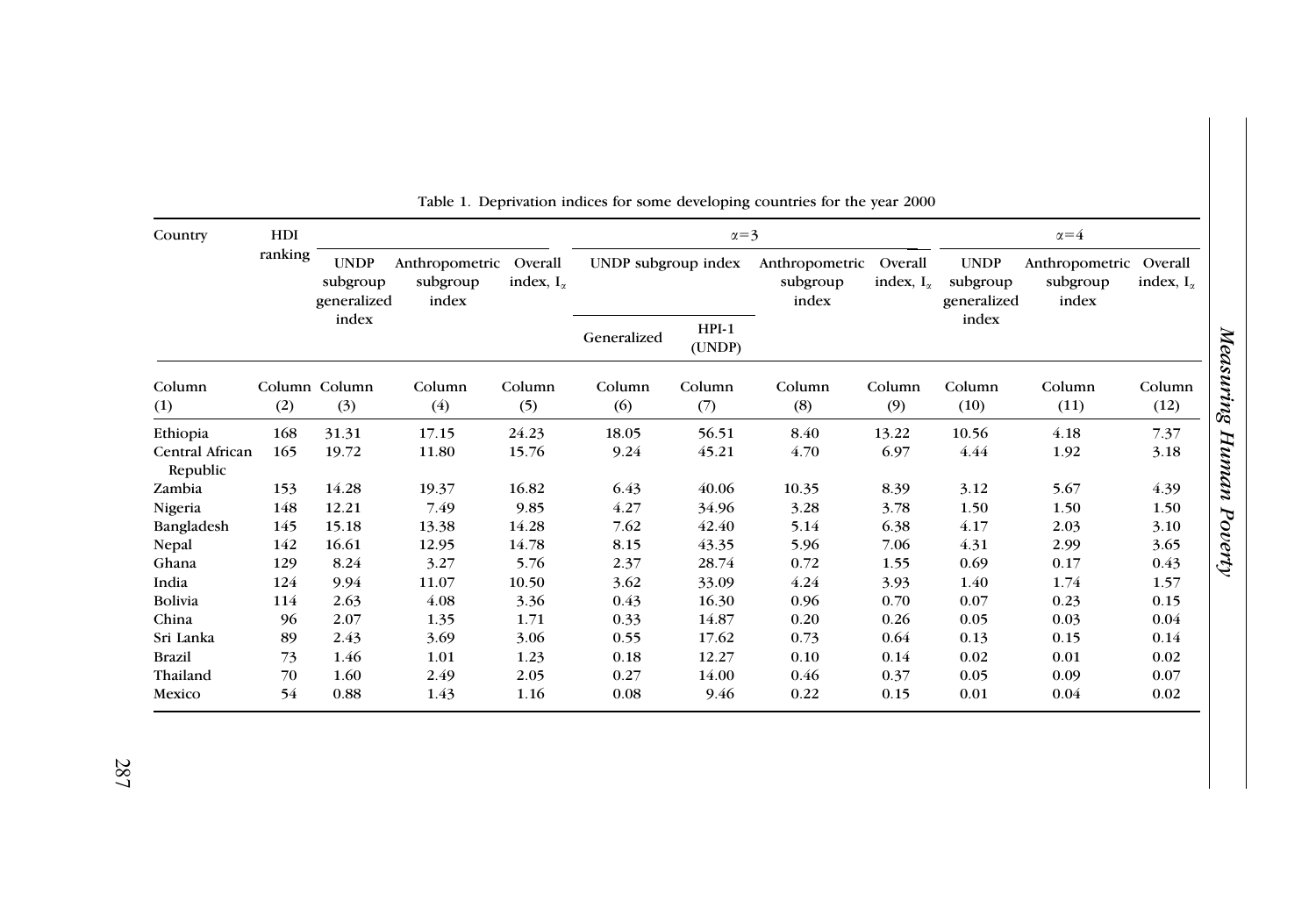Table 1. Deprivation indices for some developing countries for the year 2000

| Country | HDI ranking | | | | $\alpha=3$ | | | | $\alpha=4$ | | |
|---|---|---|---|---|---|---|---|---|---|---|---|
| | | UNDP subgroup generalized index | Anthropometric subgroup index | Overall index, $I_\alpha$ | UNDP subgroup index | | Anthropometric subgroup index | Overall index, $I_\alpha$ | UNDP subgroup generalized index | Anthropometric subgroup index | Overall index, $I_\alpha$ |
| | | | | | Generalized | HPI-1 (UNDP) | | | | | |
| Column (1) | Column (2) | Column (3) | Column (4) | Column (5) | Column (6) | Column (7) | Column (8) | Column (9) | Column (10) | Column (11) | Column (12) |
| Ethiopia | 168 | 31.31 | 17.15 | 24.23 | 18.05 | 56.51 | 8.40 | 13.22 | 10.56 | 4.18 | 7.37 |
| Central African Republic | 165 | 19.72 | 11.80 | 15.76 | 9.24 | 45.21 | 4.70 | 6.97 | 4.44 | 1.92 | 3.18 |
| Zambia | 153 | 14.28 | 19.37 | 16.82 | 6.43 | 40.06 | 10.35 | 8.39 | 3.12 | 5.67 | 4.39 |
| Nigeria | 148 | 12.21 | 7.49 | 9.85 | 4.27 | 34.96 | 3.28 | 3.78 | 1.50 | 1.50 | 1.50 |
| Bangladesh | 145 | 15.18 | 13.38 | 14.28 | 7.62 | 42.40 | 5.14 | 6.38 | 4.17 | 2.03 | 3.10 |
| Nepal | 142 | 16.61 | 12.95 | 14.78 | 8.15 | 43.35 | 5.96 | 7.06 | 4.31 | 2.99 | 3.65 |
| Ghana | 129 | 8.24 | 3.27 | 5.76 | 2.37 | 28.74 | 0.72 | 1.55 | 0.69 | 0.17 | 0.43 |
| India | 124 | 9.94 | 11.07 | 10.50 | 3.62 | 33.09 | 4.24 | 3.93 | 1.40 | 1.74 | 1.57 |
| Bolivia | 114 | 2.63 | 4.08 | 3.36 | 0.43 | 16.30 | 0.96 | 0.70 | 0.07 | 0.23 | 0.15 |
| China | 96 | 2.07 | 1.35 | 1.71 | 0.33 | 14.87 | 0.20 | 0.26 | 0.05 | 0.03 | 0.04 |
| Sri Lanka | 89 | 2.43 | 3.69 | 3.06 | 0.55 | 17.62 | 0.73 | 0.64 | 0.13 | 0.15 | 0.14 |
| Brazil | 73 | 1.46 | 1.01 | 1.23 | 0.18 | 12.27 | 0.10 | 0.14 | 0.02 | 0.01 | 0.02 |
| Thailand | 70 | 1.60 | 2.49 | 2.05 | 0.27 | 14.00 | 0.46 | 0.37 | 0.05 | 0.09 | 0.07 |
| Mexico | 54 | 0.88 | 1.43 | 1.16 | 0.08 | 9.46 | 0.22 | 0.15 | 0.01 | 0.04 | 0.02 |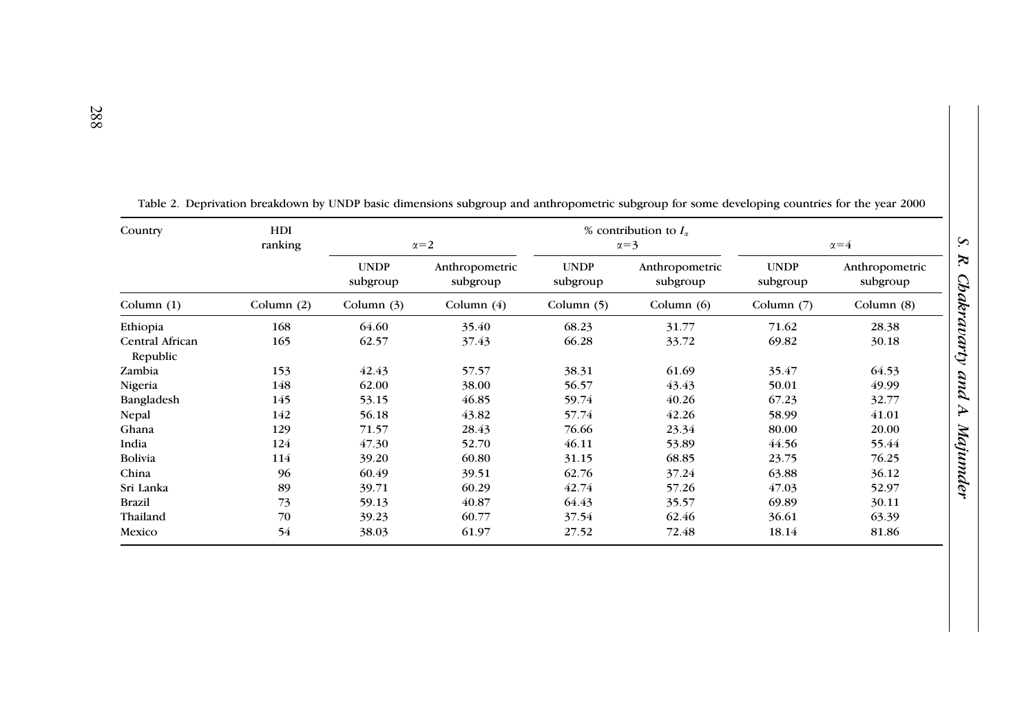Table 2. Deprivation breakdown by UNDP basic dimensions subgroup and anthropometric subgroup for some developing countries for the year 2000

| Country | HDI ranking | % contribution to $I_\alpha$ | | | | | |
|---|---|---|---|---|---|---|---|
| | | $\alpha=2$ | | $\alpha=3$ | | $\alpha=4$ | |
| | | UNDP subgroup | Anthropometric subgroup | UNDP subgroup | Anthropometric subgroup | UNDP subgroup | Anthropometric subgroup |
| Column (1) | Column (2) | Column (3) | Column (4) | Column (5) | Column (6) | Column (7) | Column (8) |
| Ethiopia | 168 | 64.60 | 35.40 | 68.23 | 31.77 | 71.62 | 28.38 |
| Central African Republic | 165 | 62.57 | 37.43 | 66.28 | 33.72 | 69.82 | 30.18 |
| Zambia | 153 | 42.43 | 57.57 | 38.31 | 61.69 | 35.47 | 64.53 |
| Nigeria | 148 | 62.00 | 38.00 | 56.57 | 43.43 | 50.01 | 49.99 |
| Bangladesh | 145 | 53.15 | 46.85 | 59.74 | 40.26 | 67.23 | 32.77 |
| Nepal | 142 | 56.18 | 43.82 | 57.74 | 42.26 | 58.99 | 41.01 |
| Ghana | 129 | 71.57 | 28.43 | 76.66 | 23.34 | 80.00 | 20.00 |
| India | 124 | 47.30 | 52.70 | 46.11 | 53.89 | 44.56 | 55.44 |
| Bolivia | 114 | 39.20 | 60.80 | 31.15 | 68.85 | 23.75 | 76.25 |
| China | 96 | 60.49 | 39.51 | 62.76 | 37.24 | 63.88 | 36.12 |
| Sri Lanka | 89 | 39.71 | 60.29 | 42.74 | 57.26 | 47.03 | 52.97 |
| Brazil | 73 | 59.13 | 40.87 | 64.43 | 35.57 | 69.89 | 30.11 |
| Thailand | 70 | 39.23 | 60.77 | 37.54 | 62.46 | 36.61 | 63.39 |
| Mexico | 54 | 38.03 | 61.97 | 27.52 | 72.48 | 18.14 | 81.86 |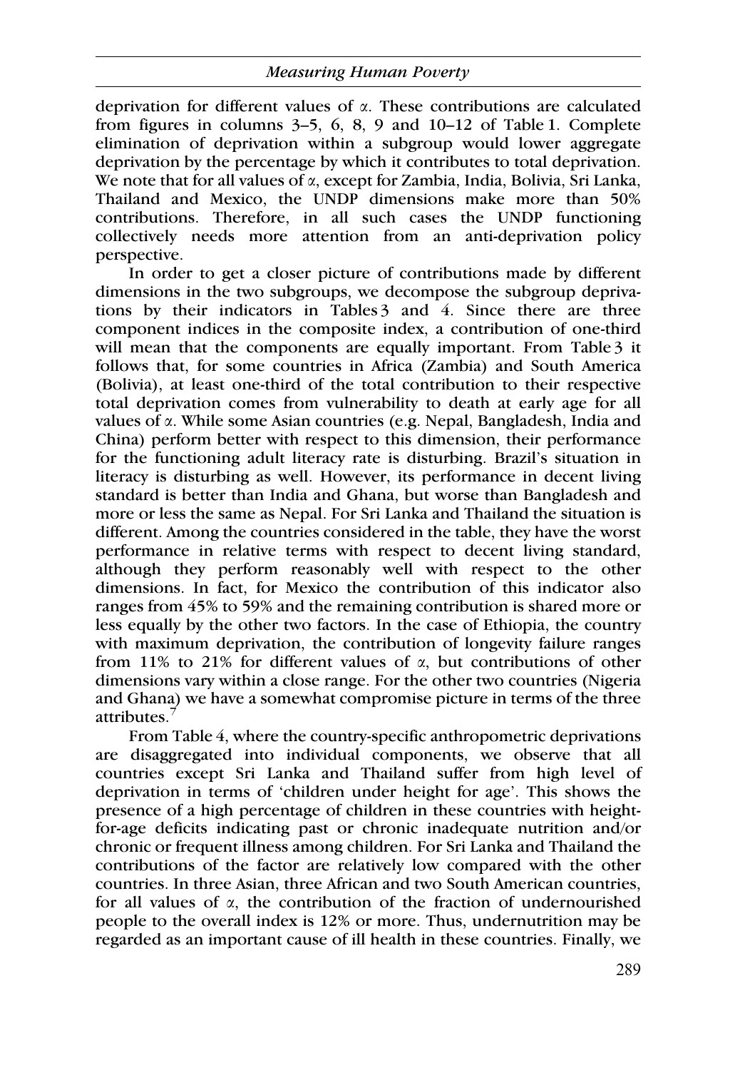deprivation for different values of $\alpha$. These contributions are calculated from figures in columns 3–5, 6, 8, 9 and 10–12 of Table 1. Complete elimination of deprivation within a subgroup would lower aggregate deprivation by the percentage by which it contributes to total deprivation. We note that for all values of $\alpha$, except for Zambia, India, Bolivia, Sri Lanka, Thailand and Mexico, the UNDP dimensions make more than 50% contributions. Therefore, in all such cases the UNDP functioning collectively needs more attention from an anti-deprivation policy perspective.

In order to get a closer picture of contributions made by different dimensions in the two subgroups, we decompose the subgroup deprivations by their indicators in Tables 3 and 4. Since there are three component indices in the composite index, a contribution of one-third will mean that the components are equally important. From Table 3 it follows that, for some countries in Africa (Zambia) and South America (Bolivia), at least one-third of the total contribution to their respective total deprivation comes from vulnerability to death at early age for all values of $\alpha$. While some Asian countries (e.g. Nepal, Bangladesh, India and China) perform better with respect to this dimension, their performance for the functioning adult literacy rate is disturbing. Brazil's situation in literacy is disturbing as well. However, its performance in decent living standard is better than India and Ghana, but worse than Bangladesh and more or less the same as Nepal. For Sri Lanka and Thailand the situation is different. Among the countries considered in the table, they have the worst performance in relative terms with respect to decent living standard, although they perform reasonably well with respect to the other dimensions. In fact, for Mexico the contribution of this indicator also ranges from 45% to 59% and the remaining contribution is shared more or less equally by the other two factors. In the case of Ethiopia, the country with maximum deprivation, the contribution of longevity failure ranges from 11% to 21% for different values of $\alpha$, but contributions of other dimensions vary within a close range. For the other two countries (Nigeria and Ghana) we have a somewhat compromise picture in terms of the three attributes.[7]

From Table 4, where the country-specific anthropometric deprivations are disaggregated into individual components, we observe that all countries except Sri Lanka and Thailand suffer from high level of deprivation in terms of 'children under height for age'. This shows the presence of a high percentage of children in these countries with height-for-age deficits indicating past or chronic inadequate nutrition and/or chronic or frequent illness among children. For Sri Lanka and Thailand the contributions of the factor are relatively low compared with the other countries. In three Asian, three African and two South American countries, for all values of $\alpha$, the contribution of the fraction of undernourished people to the overall index is 12% or more. Thus, undernutrition may be regarded as an important cause of ill health in these countries. Finally, we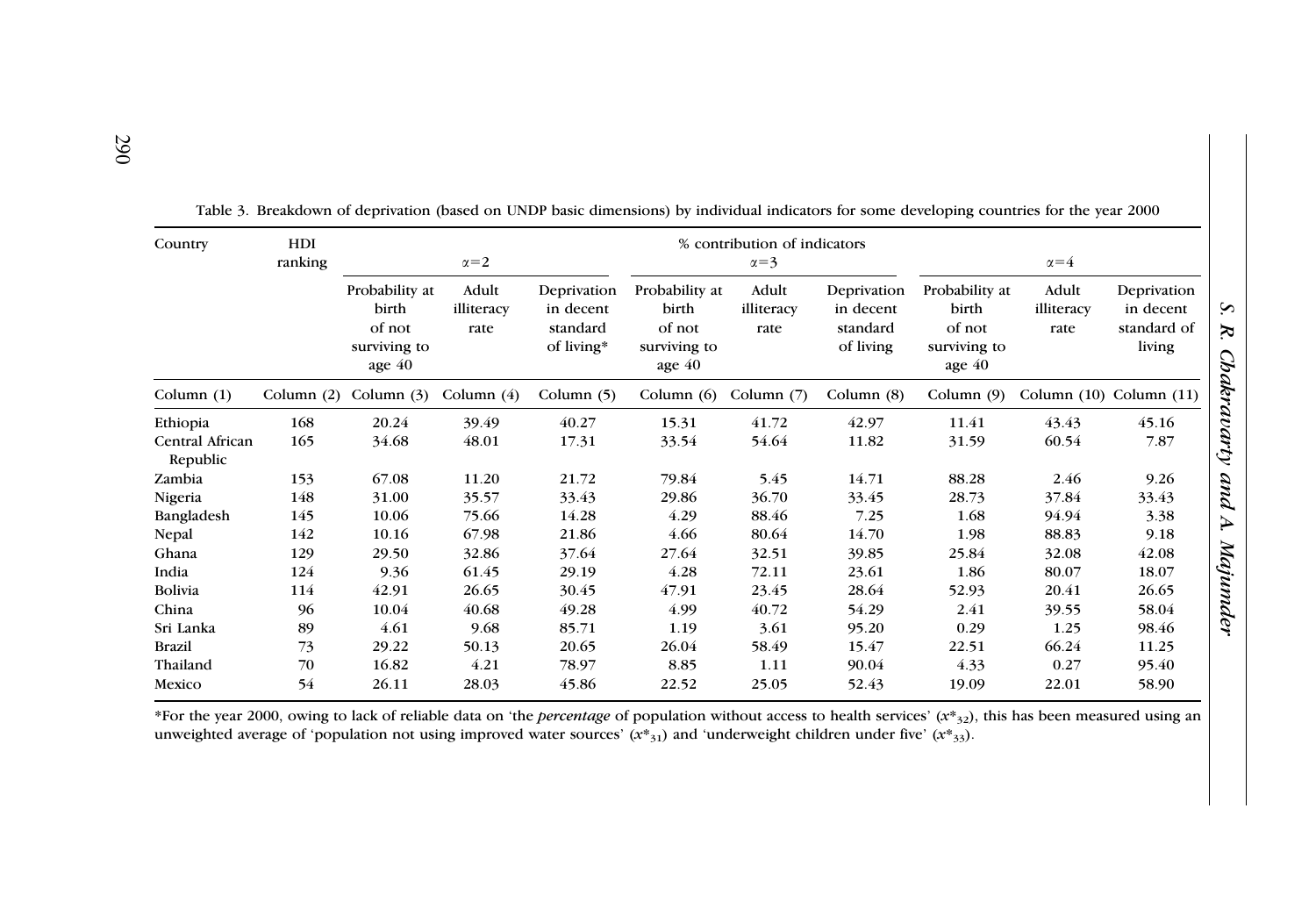Table 3. Breakdown of deprivation (based on UNDP basic dimensions) by individual indicators for some developing countries for the year 2000

| Country | HDI ranking | % contribution of indicators | | | | | | | | |
|---|---|---|---|---|---|---|---|---|---|---|
| | | $\alpha=2$ | | | $\alpha=3$ | | | $\alpha=4$ | | |
| | | Probability at birth of not surviving to age 40 | Adult illiteracy rate | Deprivation in decent standard of living* | Probability at birth of not surviving to age 40 | Adult illiteracy rate | Deprivation in decent standard of living | Probability at birth of not surviving to age 40 | Adult illiteracy rate | Deprivation in decent standard of living |
| Column (1) | Column (2) | Column (3) | Column (4) | Column (5) | Column (6) | Column (7) | Column (8) | Column (9) | Column (10) | Column (11) |
| Ethiopia | 168 | 20.24 | 39.49 | 40.27 | 15.31 | 41.72 | 42.97 | 11.41 | 43.43 | 45.16 |
| Central African Republic | 165 | 34.68 | 48.01 | 17.31 | 33.54 | 54.64 | 11.82 | 31.59 | 60.54 | 7.87 |
| Zambia | 153 | 67.08 | 11.20 | 21.72 | 79.84 | 5.45 | 14.71 | 88.28 | 2.46 | 9.26 |
| Nigeria | 148 | 31.00 | 35.57 | 33.43 | 29.86 | 36.70 | 33.45 | 28.73 | 37.84 | 33.43 |
| Bangladesh | 145 | 10.06 | 75.66 | 14.28 | 4.29 | 88.46 | 7.25 | 1.68 | 94.94 | 3.38 |
| Nepal | 142 | 10.16 | 67.98 | 21.86 | 4.66 | 80.64 | 14.70 | 1.98 | 88.83 | 9.18 |
| Ghana | 129 | 29.50 | 32.86 | 37.64 | 27.64 | 32.51 | 39.85 | 25.84 | 32.08 | 42.08 |
| India | 124 | 9.36 | 61.45 | 29.19 | 4.28 | 72.11 | 23.61 | 1.86 | 80.07 | 18.07 |
| Bolivia | 114 | 42.91 | 26.65 | 30.45 | 47.91 | 23.45 | 28.64 | 52.93 | 20.41 | 26.65 |
| China | 96 | 10.04 | 40.68 | 49.28 | 4.99 | 40.72 | 54.29 | 2.41 | 39.55 | 58.04 |
| Sri Lanka | 89 | 4.61 | 9.68 | 85.71 | 1.19 | 3.61 | 95.20 | 0.29 | 1.25 | 98.46 |
| Brazil | 73 | 29.22 | 50.13 | 20.65 | 26.04 | 58.49 | 15.47 | 22.51 | 66.24 | 11.25 |
| Thailand | 70 | 16.82 | 4.21 | 78.97 | 8.85 | 1.11 | 90.04 | 4.33 | 0.27 | 95.40 |
| Mexico | 54 | 26.11 | 28.03 | 45.86 | 22.52 | 25.05 | 52.43 | 19.09 | 22.01 | 58.90 |

*For the year 2000, owing to lack of reliable data on 'the *percentage* of population without access to health services' ($x^*_{32}$), this has been measured using an unweighted average of 'population not using improved water sources' ($x^*_{31}$) and 'underweight children under five' ($x^*_{33}$).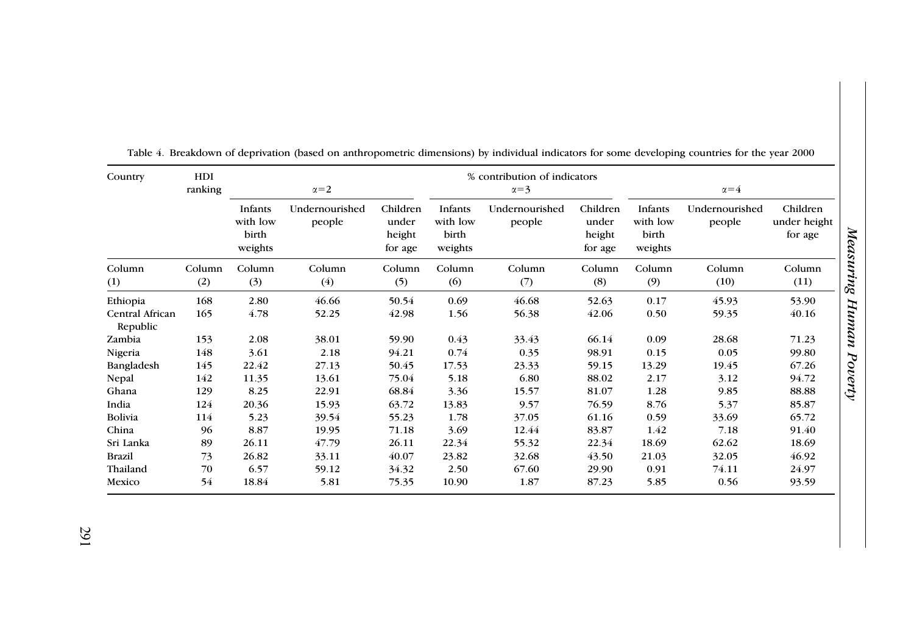Table 4. Breakdown of deprivation (based on anthropometric dimensions) by individual indicators for some developing countries for the year 2000

| Country | HDI ranking | % contribution of indicators | | | | | | | | |
|---|---|---|---|---|---|---|---|---|---|---|
| | | $\alpha=2$ | | | $\alpha=3$ | | | $\alpha=4$ | | |
| | | Infants with low birth weights | Undernourished people | Children under height for age | Infants with low birth weights | Undernourished people | Children under height for age | Infants with low birth weights | Undernourished people | Children under height for age |
| Column (1) | Column (2) | Column (3) | Column (4) | Column (5) | Column (6) | Column (7) | Column (8) | Column (9) | Column (10) | Column (11) |
| Ethiopia | 168 | 2.80 | 46.66 | 50.54 | 0.69 | 46.68 | 52.63 | 0.17 | 45.93 | 53.90 |
| Central African Republic | 165 | 4.78 | 52.25 | 42.98 | 1.56 | 56.38 | 42.06 | 0.50 | 59.35 | 40.16 |
| Zambia | 153 | 2.08 | 38.01 | 59.90 | 0.43 | 33.43 | 66.14 | 0.09 | 28.68 | 71.23 |
| Nigeria | 148 | 3.61 | 2.18 | 94.21 | 0.74 | 0.35 | 98.91 | 0.15 | 0.05 | 99.80 |
| Bangladesh | 145 | 22.42 | 27.13 | 50.45 | 17.53 | 23.33 | 59.15 | 13.29 | 19.45 | 67.26 |
| Nepal | 142 | 11.35 | 13.61 | 75.04 | 5.18 | 6.80 | 88.02 | 2.17 | 3.12 | 94.72 |
| Ghana | 129 | 8.25 | 22.91 | 68.84 | 3.36 | 15.57 | 81.07 | 1.28 | 9.85 | 88.88 |
| India | 124 | 20.36 | 15.93 | 63.72 | 13.83 | 9.57 | 76.59 | 8.76 | 5.37 | 85.87 |
| Bolivia | 114 | 5.23 | 39.54 | 55.23 | 1.78 | 37.05 | 61.16 | 0.59 | 33.69 | 65.72 |
| China | 96 | 8.87 | 19.95 | 71.18 | 3.69 | 12.44 | 83.87 | 1.42 | 7.18 | 91.40 |
| Sri Lanka | 89 | 26.11 | 47.79 | 26.11 | 22.34 | 55.32 | 22.34 | 18.69 | 62.62 | 18.69 |
| Brazil | 73 | 26.82 | 33.11 | 40.07 | 23.82 | 32.68 | 43.50 | 21.03 | 32.05 | 46.92 |
| Thailand | 70 | 6.57 | 59.12 | 34.32 | 2.50 | 67.60 | 29.90 | 0.91 | 74.11 | 24.97 |
| Mexico | 54 | 18.84 | 5.81 | 75.35 | 10.90 | 1.87 | 87.23 | 5.85 | 0.56 | 93.59 |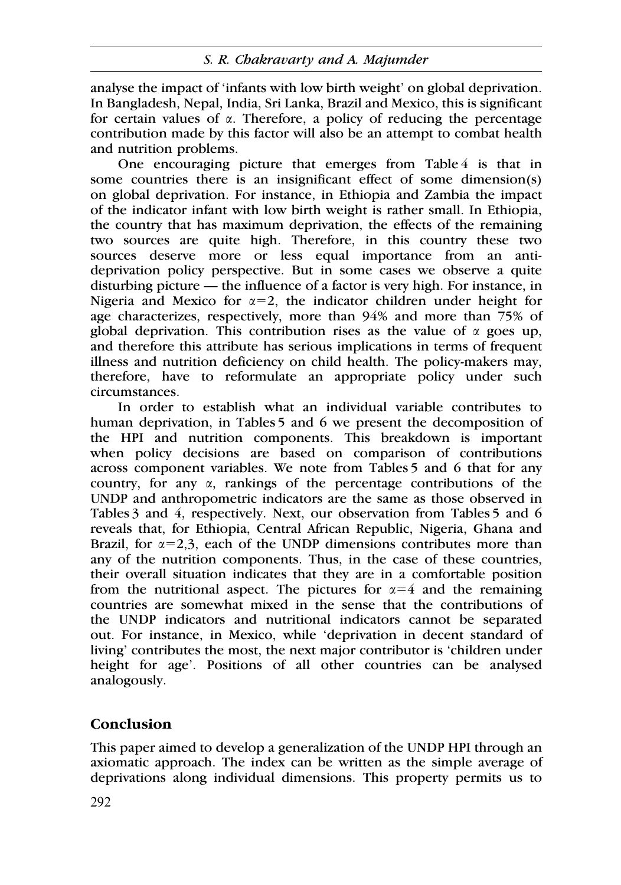analyse the impact of 'infants with low birth weight' on global deprivation. In Bangladesh, Nepal, India, Sri Lanka, Brazil and Mexico, this is significant for certain values of $\alpha$. Therefore, a policy of reducing the percentage contribution made by this factor will also be an attempt to combat health and nutrition problems.

One encouraging picture that emerges from Table 4 is that in some countries there is an insignificant effect of some dimension(s) on global deprivation. For instance, in Ethiopia and Zambia the impact of the indicator infant with low birth weight is rather small. In Ethiopia, the country that has maximum deprivation, the effects of the remaining two sources are quite high. Therefore, in this country these two sources deserve more or less equal importance from an anti-deprivation policy perspective. But in some cases we observe a quite disturbing picture — the influence of a factor is very high. For instance, in Nigeria and Mexico for $\alpha=2$, the indicator children under height for age characterizes, respectively, more than 94% and more than 75% of global deprivation. This contribution rises as the value of $\alpha$ goes up, and therefore this attribute has serious implications in terms of frequent illness and nutrition deficiency on child health. The policy-makers may, therefore, have to reformulate an appropriate policy under such circumstances.

In order to establish what an individual variable contributes to human deprivation, in Tables 5 and 6 we present the decomposition of the HPI and nutrition components. This breakdown is important when policy decisions are based on comparison of contributions across component variables. We note from Tables 5 and 6 that for any country, for any $\alpha$, rankings of the percentage contributions of the UNDP and anthropometric indicators are the same as those observed in Tables 3 and 4, respectively. Next, our observation from Tables 5 and 6 reveals that, for Ethiopia, Central African Republic, Nigeria, Ghana and Brazil, for $\alpha=2,3$, each of the UNDP dimensions contributes more than any of the nutrition components. Thus, in the case of these countries, their overall situation indicates that they are in a comfortable position from the nutritional aspect. The pictures for $\alpha=4$ and the remaining countries are somewhat mixed in the sense that the contributions of the UNDP indicators and nutritional indicators cannot be separated out. For instance, in Mexico, while 'deprivation in decent standard of living' contributes the most, the next major contributor is 'children under height for age'. Positions of all other countries can be analysed analogously.

## Conclusion

This paper aimed to develop a generalization of the UNDP HPI through an axiomatic approach. The index can be written as the simple average of deprivations along individual dimensions. This property permits us to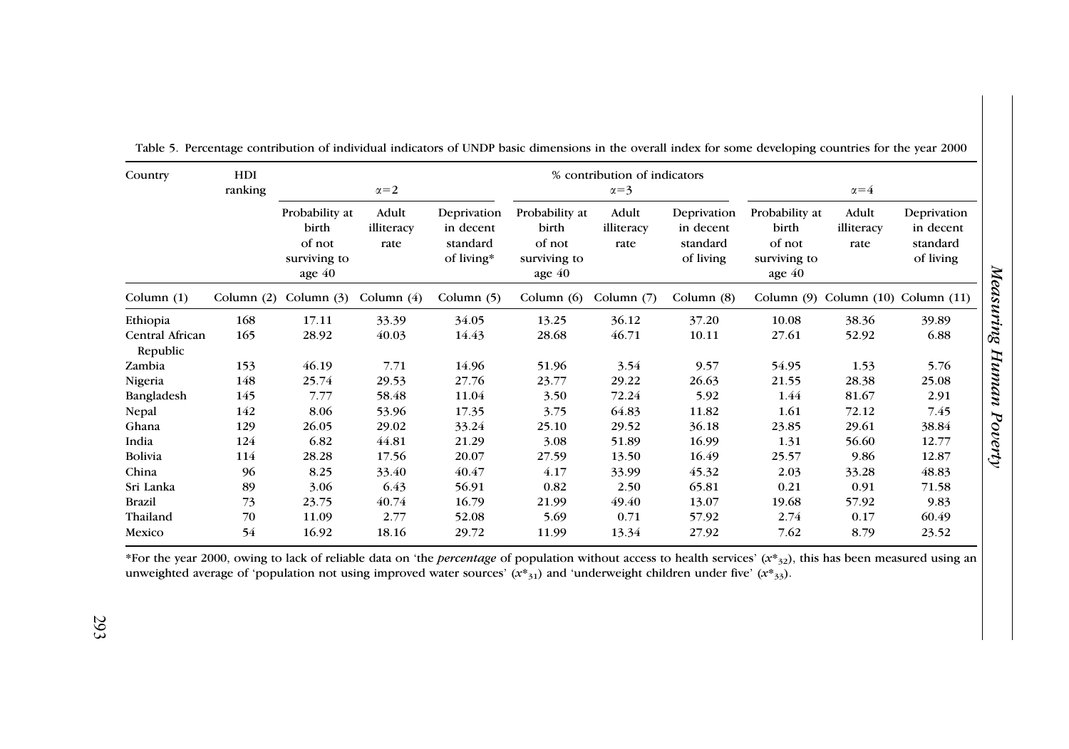Table 5. Percentage contribution of individual indicators of UNDP basic dimensions in the overall index for some developing countries for the year 2000

| Country | HDI ranking | % contribution of indicators | | | | | | | | |
|---|---|---|---|---|---|---|---|---|---|---|
| | | $\alpha=2$ | | | $\alpha=3$ | | | $\alpha=4$ | | |
| | | Probability at birth of not surviving to age 40 | Adult illiteracy rate | Deprivation in decent standard of living* | Probability at birth of not surviving to age 40 | Adult illiteracy rate | Deprivation in decent standard of living | Probability at birth of not surviving to age 40 | Adult illiteracy rate | Deprivation in decent standard of living |
| Column (1) | Column (2) | Column (3) | Column (4) | Column (5) | Column (6) | Column (7) | Column (8) | Column (9) | Column (10) | Column (11) |
| Ethiopia | 168 | 17.11 | 33.39 | 34.05 | 13.25 | 36.12 | 37.20 | 10.08 | 38.36 | 39.89 |
| Central African Republic | 165 | 28.92 | 40.03 | 14.43 | 28.68 | 46.71 | 10.11 | 27.61 | 52.92 | 6.88 |
| Zambia | 153 | 46.19 | 7.71 | 14.96 | 51.96 | 3.54 | 9.57 | 54.95 | 1.53 | 5.76 |
| Nigeria | 148 | 25.74 | 29.53 | 27.76 | 23.77 | 29.22 | 26.63 | 21.55 | 28.38 | 25.08 |
| Bangladesh | 145 | 7.77 | 58.48 | 11.04 | 3.50 | 72.24 | 5.92 | 1.44 | 81.67 | 2.91 |
| Nepal | 142 | 8.06 | 53.96 | 17.35 | 3.75 | 64.83 | 11.82 | 1.61 | 72.12 | 7.45 |
| Ghana | 129 | 26.05 | 29.02 | 33.24 | 25.10 | 29.52 | 36.18 | 23.85 | 29.61 | 38.84 |
| India | 124 | 6.82 | 44.81 | 21.29 | 3.08 | 51.89 | 16.99 | 1.31 | 56.60 | 12.77 |
| Bolivia | 114 | 28.28 | 17.56 | 20.07 | 27.59 | 13.50 | 16.49 | 25.57 | 9.86 | 12.87 |
| China | 96 | 8.25 | 33.40 | 40.47 | 4.17 | 33.99 | 45.32 | 2.03 | 33.28 | 48.83 |
| Sri Lanka | 89 | 3.06 | 6.43 | 56.91 | 0.82 | 2.50 | 65.81 | 0.21 | 0.91 | 71.58 |
| Brazil | 73 | 23.75 | 40.74 | 16.79 | 21.99 | 49.40 | 13.07 | 19.68 | 57.92 | 9.83 |
| Thailand | 70 | 11.09 | 2.77 | 52.08 | 5.69 | 0.71 | 57.92 | 2.74 | 0.17 | 60.49 |
| Mexico | 54 | 16.92 | 18.16 | 29.72 | 11.99 | 13.34 | 27.92 | 7.62 | 8.79 | 23.52 |

*For the year 2000, owing to lack of reliable data on 'the *percentage* of population without access to health services' ($x^*_{32}$), this has been measured using an unweighted average of 'population not using improved water sources' ($x^*_{31}$) and 'underweight children under five' ($x^*_{33}$).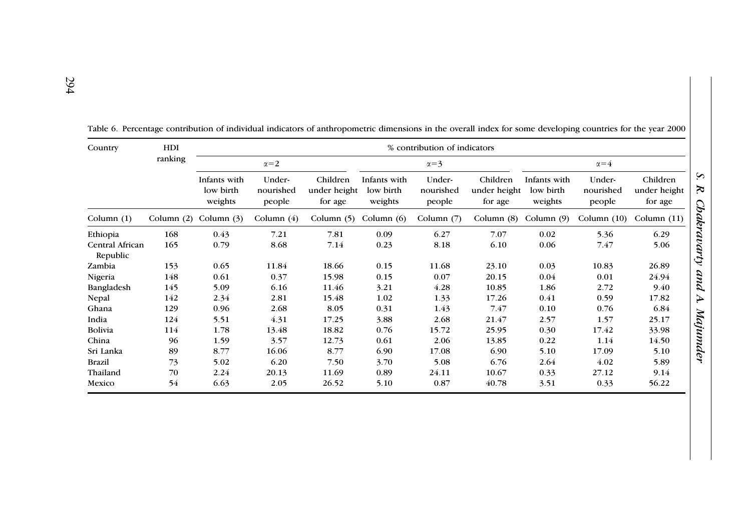Table 6. Percentage contribution of individual indicators of anthropometric dimensions in the overall index for some developing countries for the year 2000

| Country | HDI ranking | % contribution of indicators | | | | | | | | |
|---|---|---|---|---|---|---|---|---|---|---|
| | | $\alpha=2$ | | | $\alpha=3$ | | | $\alpha=4$ | | |
| | | Infants with low birth weights | Under-nourished people | Children under height for age | Infants with low birth weights | Under-nourished people | Children under height for age | Infants with low birth weights | Under-nourished people | Children under height for age |
| Column (1) | Column (2) | Column (3) | Column (4) | Column (5) | Column (6) | Column (7) | Column (8) | Column (9) | Column (10) | Column (11) |
| Ethiopia | 168 | 0.43 | 7.21 | 7.81 | 0.09 | 6.27 | 7.07 | 0.02 | 5.36 | 6.29 |
| Central African Republic | 165 | 0.79 | 8.68 | 7.14 | 0.23 | 8.18 | 6.10 | 0.06 | 7.47 | 5.06 |
| Zambia | 153 | 0.65 | 11.84 | 18.66 | 0.15 | 11.68 | 23.10 | 0.03 | 10.83 | 26.89 |
| Nigeria | 148 | 0.61 | 0.37 | 15.98 | 0.15 | 0.07 | 20.15 | 0.04 | 0.01 | 24.94 |
| Bangladesh | 145 | 5.09 | 6.16 | 11.46 | 3.21 | 4.28 | 10.85 | 1.86 | 2.72 | 9.40 |
| Nepal | 142 | 2.34 | 2.81 | 15.48 | 1.02 | 1.33 | 17.26 | 0.41 | 0.59 | 17.82 |
| Ghana | 129 | 0.96 | 2.68 | 8.05 | 0.31 | 1.43 | 7.47 | 0.10 | 0.76 | 6.84 |
| India | 124 | 5.51 | 4.31 | 17.25 | 3.88 | 2.68 | 21.47 | 2.57 | 1.57 | 25.17 |
| Bolivia | 114 | 1.78 | 13.48 | 18.82 | 0.76 | 15.72 | 25.95 | 0.30 | 17.42 | 33.98 |
| China | 96 | 1.59 | 3.57 | 12.73 | 0.61 | 2.06 | 13.85 | 0.22 | 1.14 | 14.50 |
| Sri Lanka | 89 | 8.77 | 16.06 | 8.77 | 6.90 | 17.08 | 6.90 | 5.10 | 17.09 | 5.10 |
| Brazil | 73 | 5.02 | 6.20 | 7.50 | 3.70 | 5.08 | 6.76 | 2.64 | 4.02 | 5.89 |
| Thailand | 70 | 2.24 | 20.13 | 11.69 | 0.89 | 24.11 | 10.67 | 0.33 | 27.12 | 9.14 |
| Mexico | 54 | 6.63 | 2.05 | 26.52 | 5.10 | 0.87 | 40.78 | 3.51 | 0.33 | 56.22 |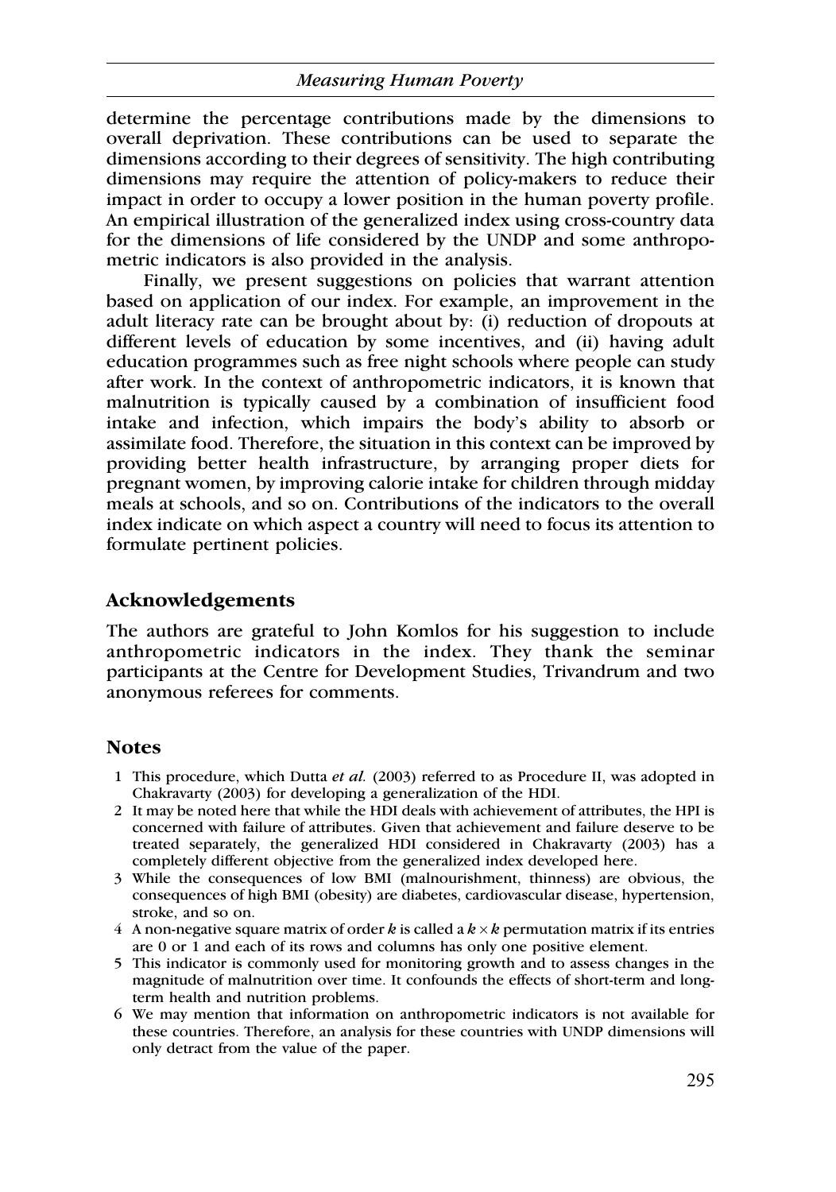determine the percentage contributions made by the dimensions to overall deprivation. These contributions can be used to separate the dimensions according to their degrees of sensitivity. The high contributing dimensions may require the attention of policy-makers to reduce their impact in order to occupy a lower position in the human poverty profile. An empirical illustration of the generalized index using cross-country data for the dimensions of life considered by the UNDP and some anthropometric indicators is also provided in the analysis.

Finally, we present suggestions on policies that warrant attention based on application of our index. For example, an improvement in the adult literacy rate can be brought about by: (i) reduction of dropouts at different levels of education by some incentives, and (ii) having adult education programmes such as free night schools where people can study after work. In the context of anthropometric indicators, it is known that malnutrition is typically caused by a combination of insufficient food intake and infection, which impairs the body's ability to absorb or assimilate food. Therefore, the situation in this context can be improved by providing better health infrastructure, by arranging proper diets for pregnant women, by improving calorie intake for children through midday meals at schools, and so on. Contributions of the indicators to the overall index indicate on which aspect a country will need to focus its attention to formulate pertinent policies.

## Acknowledgements

The authors are grateful to John Komlos for his suggestion to include anthropometric indicators in the index. They thank the seminar participants at the Centre for Development Studies, Trivandrum and two anonymous referees for comments.

## Notes

1. This procedure, which Dutta *et al.* (2003) referred to as Procedure II, was adopted in Chakravarty (2003) for developing a generalization of the HDI.
2. It may be noted here that while the HDI deals with achievement of attributes, the HPI is concerned with failure of attributes. Given that achievement and failure deserve to be treated separately, the generalized HDI considered in Chakravarty (2003) has a completely different objective from the generalized index developed here.
3. While the consequences of low BMI (malnourishment, thinness) are obvious, the consequences of high BMI (obesity) are diabetes, cardiovascular disease, hypertension, stroke, and so on.
4. A non-negative square matrix of order $k$ is called a $k \times k$ permutation matrix if its entries are 0 or 1 and each of its rows and columns has only one positive element.
5. This indicator is commonly used for monitoring growth and to assess changes in the magnitude of malnutrition over time. It confounds the effects of short-term and long-term health and nutrition problems.
6. We may mention that information on anthropometric indicators is not available for these countries. Therefore, an analysis for these countries with UNDP dimensions will only detract from the value of the paper.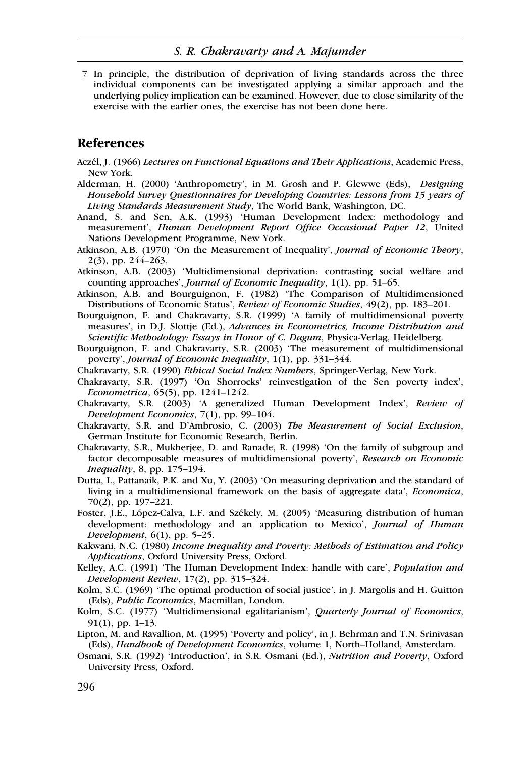7 In principle, the distribution of deprivation of living standards across the three individual components can be investigated applying a similar approach and the underlying policy implication can be examined. However, due to close similarity of the exercise with the earlier ones, the exercise has not been done here.

## References

Aczél, J. (1966) *Lectures on Functional Equations and Their Applications*, Academic Press, New York.

Alderman, H. (2000) 'Anthropometry', in M. Grosh and P. Glewwe (Eds), *Designing Household Survey Questionnaires for Developing Countries: Lessons from 15 years of Living Standards Measurement Study*, The World Bank, Washington, DC.

Anand, S. and Sen, A.K. (1993) 'Human Development Index: methodology and measurement', *Human Development Report Office Occasional Paper 12*, United Nations Development Programme, New York.

Atkinson, A.B. (1970) 'On the Measurement of Inequality', *Journal of Economic Theory*, 2(3), pp. 244–263.

Atkinson, A.B. (2003) 'Multidimensional deprivation: contrasting social welfare and counting approaches', *Journal of Economic Inequality*, 1(1), pp. 51–65.

Atkinson, A.B. and Bourguignon, F. (1982) 'The Comparison of Multidimensioned Distributions of Economic Status', *Review of Economic Studies*, 49(2), pp. 183–201.

Bourguignon, F. and Chakravarty, S.R. (1999) 'A family of multidimensional poverty measures', in D.J. Slottje (Ed.), *Advances in Econometrics, Income Distribution and Scientific Methodology: Essays in Honor of C. Dagum*, Physica-Verlag, Heidelberg.

Bourguignon, F. and Chakravarty, S.R. (2003) 'The measurement of multidimensional poverty', *Journal of Economic Inequality*, 1(1), pp. 331–344.

Chakravarty, S.R. (1990) *Ethical Social Index Numbers*, Springer-Verlag, New York.

Chakravarty, S.R. (1997) 'On Shorrocks' reinvestigation of the Sen poverty index', *Econometrica*, 65(5), pp. 1241–1242.

Chakravarty, S.R. (2003) 'A generalized Human Development Index', *Review of Development Economics*, 7(1), pp. 99–104.

Chakravarty, S.R. and D'Ambrosio, C. (2003) *The Measurement of Social Exclusion*, German Institute for Economic Research, Berlin.

Chakravarty, S.R., Mukherjee, D. and Ranade, R. (1998) 'On the family of subgroup and factor decomposable measures of multidimensional poverty', *Research on Economic Inequality*, 8, pp. 175–194.

Dutta, I., Pattanaik, P.K. and Xu, Y. (2003) 'On measuring deprivation and the standard of living in a multidimensional framework on the basis of aggregate data', *Economica*, 70(2), pp. 197–221.

Foster, J.E., López-Calva, L.F. and Székely, M. (2005) 'Measuring distribution of human development: methodology and an application to Mexico', *Journal of Human Development*, 6(1), pp. 5–25.

Kakwani, N.C. (1980) *Income Inequality and Poverty: Methods of Estimation and Policy Applications*, Oxford University Press, Oxford.

Kelley, A.C. (1991) 'The Human Development Index: handle with care', *Population and Development Review*, 17(2), pp. 315–324.

Kolm, S.C. (1969) 'The optimal production of social justice', in J. Margolis and H. Guitton (Eds), *Public Economics*, Macmillan, London.

Kolm, S.C. (1977) 'Multidimensional egalitarianism', *Quarterly Journal of Economics*, 91(1), pp. 1–13.

Lipton, M. and Ravallion, M. (1995) 'Poverty and policy', in J. Behrman and T.N. Srinivasan (Eds), *Handbook of Development Economics*, volume 1, North–Holland, Amsterdam.

Osmani, S.R. (1992) 'Introduction', in S.R. Osmani (Ed.), *Nutrition and Poverty*, Oxford University Press, Oxford.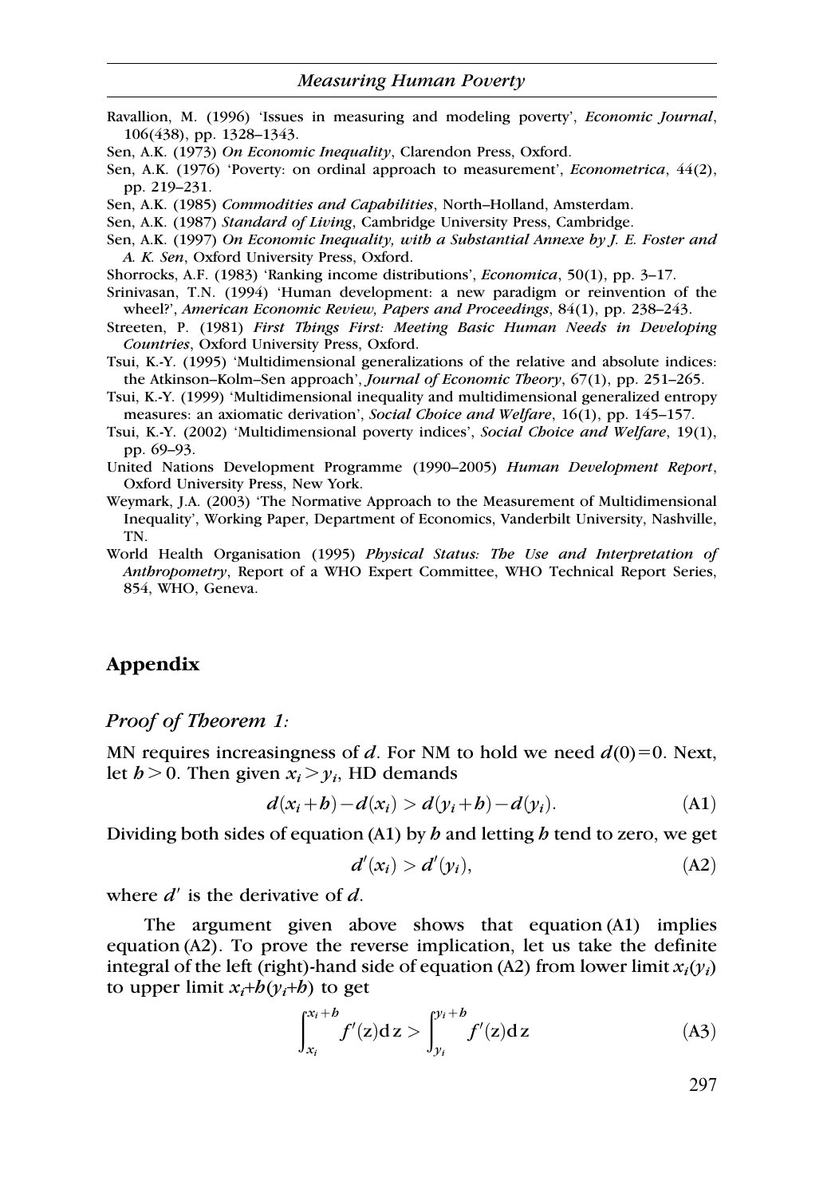Ravallion, M. (1996) 'Issues in measuring and modeling poverty', *Economic Journal*, 106(438), pp. 1328–1343.

Sen, A.K. (1973) *On Economic Inequality*, Clarendon Press, Oxford.

Sen, A.K. (1976) 'Poverty: on ordinal approach to measurement', *Econometrica*, 44(2), pp. 219–231.

Sen, A.K. (1985) *Commodities and Capabilities*, North–Holland, Amsterdam.

Sen, A.K. (1987) *Standard of Living*, Cambridge University Press, Cambridge.

Sen, A.K. (1997) *On Economic Inequality, with a Substantial Annexe by J. E. Foster and A. K. Sen*, Oxford University Press, Oxford.

Shorrocks, A.F. (1983) 'Ranking income distributions', *Economica*, 50(1), pp. 3–17.

Srinivasan, T.N. (1994) 'Human development: a new paradigm or reinvention of the wheel?', *American Economic Review, Papers and Proceedings*, 84(1), pp. 238–243.

Streeten, P. (1981) *First Things First: Meeting Basic Human Needs in Developing Countries*, Oxford University Press, Oxford.

Tsui, K.-Y. (1995) 'Multidimensional generalizations of the relative and absolute indices: the Atkinson–Kolm–Sen approach', *Journal of Economic Theory*, 67(1), pp. 251–265.

Tsui, K.-Y. (1999) 'Multidimensional inequality and multidimensional generalized entropy measures: an axiomatic derivation', *Social Choice and Welfare*, 16(1), pp. 145–157.

Tsui, K.-Y. (2002) 'Multidimensional poverty indices', *Social Choice and Welfare*, 19(1), pp. 69–93.

United Nations Development Programme (1990–2005) *Human Development Report*, Oxford University Press, New York.

Weymark, J.A. (2003) 'The Normative Approach to the Measurement of Multidimensional Inequality', Working Paper, Department of Economics, Vanderbilt University, Nashville, TN.

World Health Organisation (1995) *Physical Status: The Use and Interpretation of Anthropometry*, Report of a WHO Expert Committee, WHO Technical Report Series, 854, WHO, Geneva.

## Appendix

### *Proof of Theorem 1:*

MN requires increasingness of $d$. For NM to hold we need $d(0)=0$. Next, let $h>0$. Then given $x_i > y_i$, HD demands

$$d(x_i+h)-d(x_i) > d(y_i+h)-d(y_i). \tag{A1}$$

Dividing both sides of equation (A1) by $h$ and letting $h$ tend to zero, we get

$$d'(x_i) > d'(y_i), \tag{A2}$$

where $d'$ is the derivative of $d$.

The argument given above shows that equation (A1) implies equation (A2). To prove the reverse implication, let us take the definite integral of the left (right)-hand side of equation (A2) from lower limit $x_i(y_i)$ to upper limit $x_i+h(y_i+h)$ to get

$$\int_{x_i}^{x_i+h} f'(z)\,\mathrm{d}z > \int_{y_i}^{y_i+h} f'(z)\,\mathrm{d}z \tag{A3}$$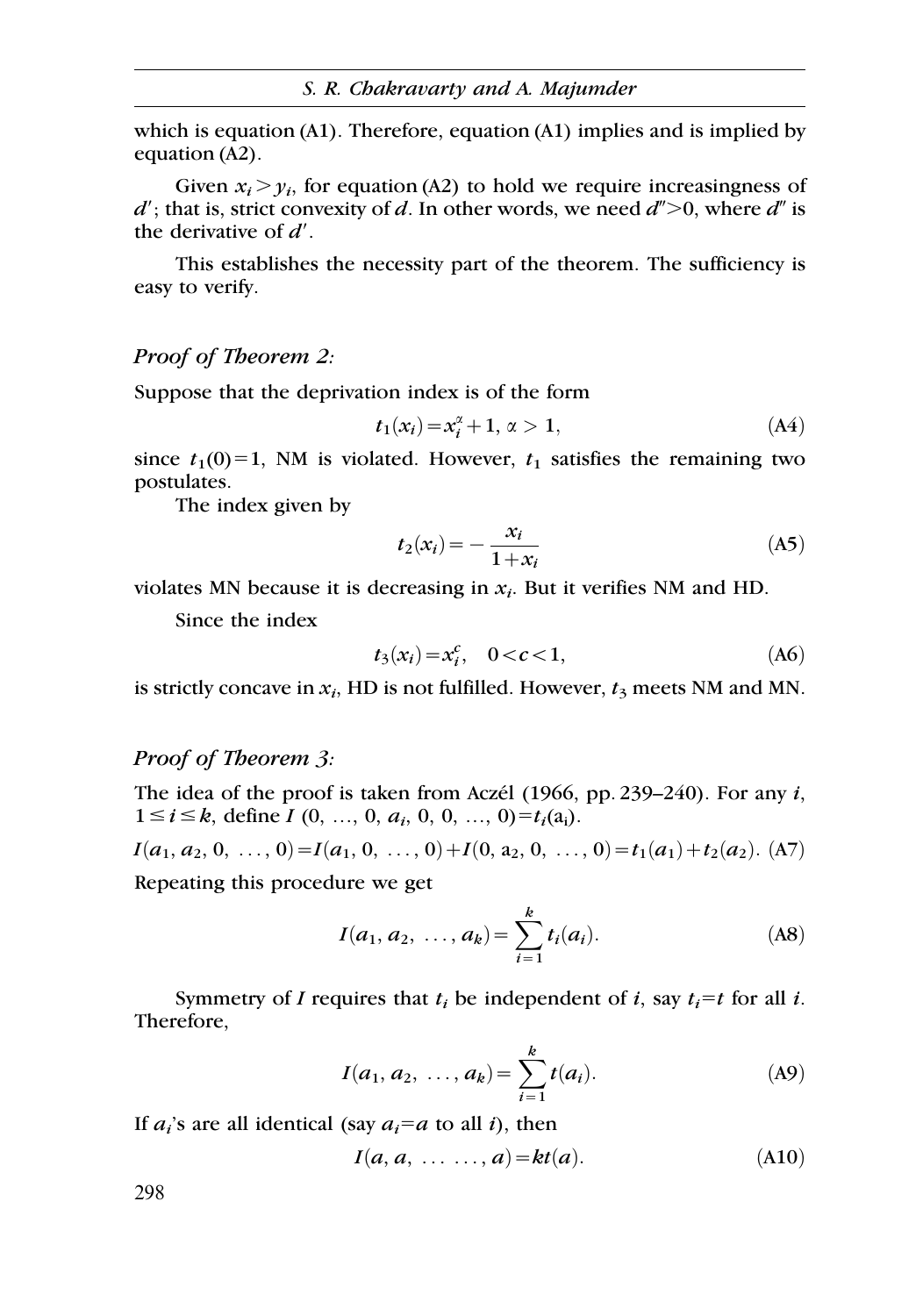which is equation (A1). Therefore, equation (A1) implies and is implied by equation (A2).

Given $x_i > y_i$, for equation (A2) to hold we require increasingness of $d'$; that is, strict convexity of $d$. In other words, we need $d'' > 0$, where $d''$ is the derivative of $d'$.

This establishes the necessity part of the theorem. The sufficiency is easy to verify.

### *Proof of Theorem 2:*

Suppose that the deprivation index is of the form

$$t_1(x_i) = x_i^{\alpha} + 1,\ \alpha > 1, \tag{A4}$$

since $t_1(0) = 1$, NM is violated. However, $t_1$ satisfies the remaining two postulates.

The index given by

$$t_2(x_i) = -\frac{x_i}{1 + x_i} \tag{A5}$$

violates MN because it is decreasing in $x_i$. But it verifies NM and HD.

Since the index

$$t_3(x_i) = x_i^c, \quad 0 < c < 1, \tag{A6}$$

is strictly concave in $x_i$, HD is not fulfilled. However, $t_3$ meets NM and MN.

### *Proof of Theorem 3:*

The idea of the proof is taken from Aczél (1966, pp. 239–240). For any $i$, $1 \leq i \leq k$, define $I\ (0,\ \ldots,\ 0,\ a_i,\ 0,\ 0,\ \ldots,\ 0) = t_i(a_i)$.

$$I(a_1, a_2, 0, \ldots, 0) = I(a_1, 0, \ldots, 0) + I(0, a_2, 0, \ldots, 0) = t_1(a_1) + t_2(a_2). \tag{A7}$$

Repeating this procedure we get

$$I(a_1, a_2, \ldots, a_k) = \sum_{i=1}^{k} t_i(a_i). \tag{A8}$$

Symmetry of $I$ requires that $t_i$ be independent of $i$, say $t_i = t$ for all $i$. Therefore,

$$I(a_1, a_2, \ldots, a_k) = \sum_{i=1}^{k} t(a_i). \tag{A9}$$

If $a_i$'s are all identical (say $a_i = a$ to all $i$), then

$$I(a, a, \ldots \ldots, a) = kt(a). \tag{A10}$$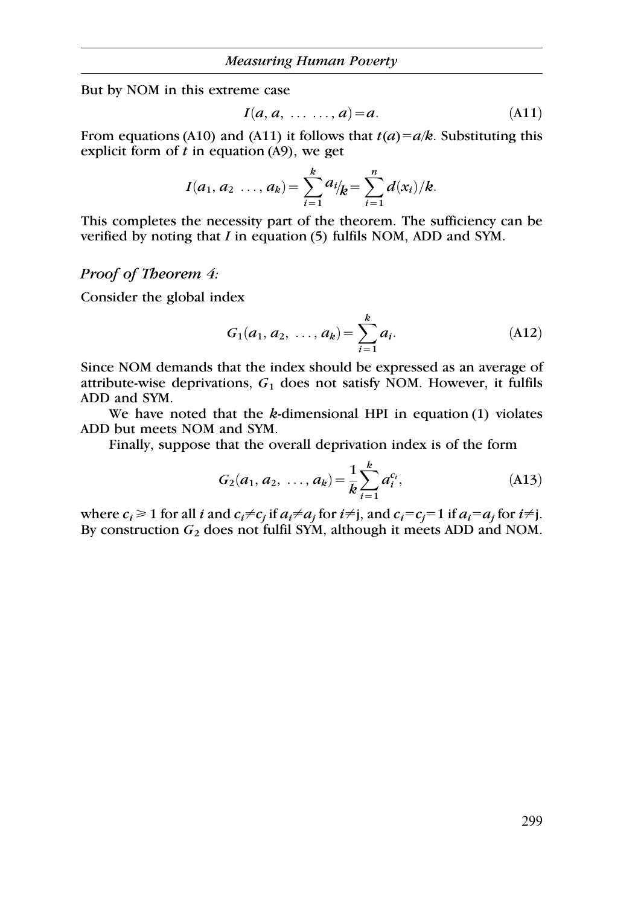But by NOM in this extreme case

$$I(a, a, \ldots \ldots, a) = a. \tag{A11}$$

From equations (A10) and (A11) it follows that $t(a) = a/k$. Substituting this explicit form of $t$ in equation (A9), we get

$$I(a_1, a_2 \ \ldots, a_k) = \sum_{i=1}^{k} a_i/_k = \sum_{i=1}^{n} d(x_i)/k.$$

This completes the necessity part of the theorem. The sufficiency can be verified by noting that $I$ in equation (5) fulfils NOM, ADD and SYM.

### *Proof of Theorem 4:*

Consider the global index

$$G_1(a_1, a_2, \ \ldots, a_k) = \sum_{i=1}^{k} a_i. \tag{A12}$$

Since NOM demands that the index should be expressed as an average of attribute-wise deprivations, $G_1$ does not satisfy NOM. However, it fulfils ADD and SYM.

We have noted that the $k$-dimensional HPI in equation (1) violates ADD but meets NOM and SYM.

Finally, suppose that the overall deprivation index is of the form

$$G_2(a_1, a_2, \ \ldots, a_k) = \frac{1}{k} \sum_{i=1}^{k} a_i^{c_i}, \tag{A13}$$

where $c_i \geq 1$ for all $i$ and $c_i \neq c_j$ if $a_i \neq a_j$ for $i \neq j$, and $c_i = c_j = 1$ if $a_i = a_j$ for $i \neq j$. By construction $G_2$ does not fulfil SYM, although it meets ADD and NOM.